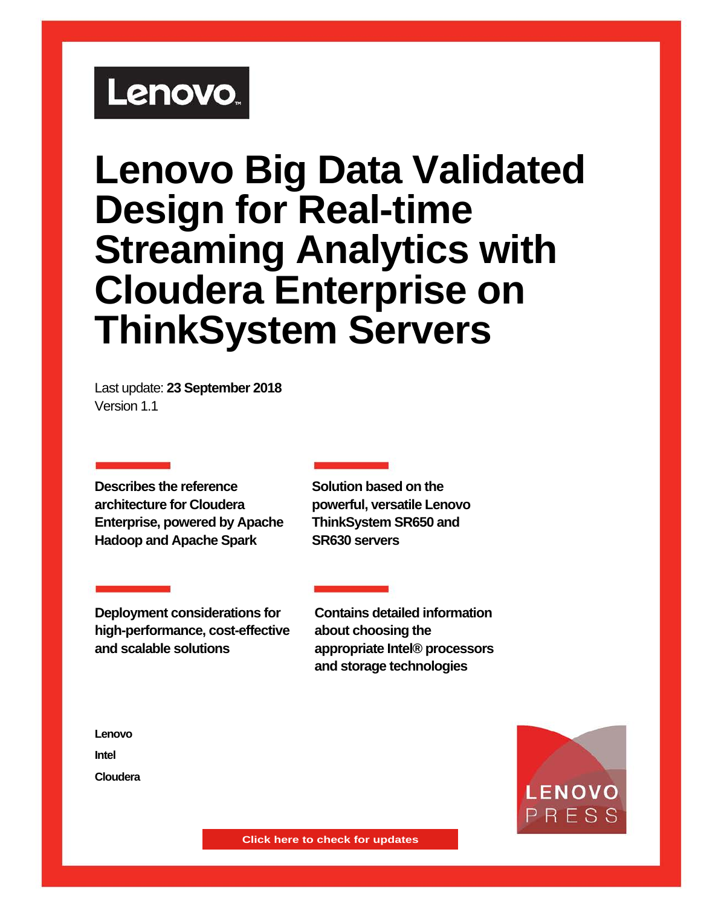Lenovo

# Lenovo Big Data Validated Design for Real-time Streaming Analytics with Cloudera Enterprise on ThinkSystem Servers

Last update: **23 September 2018**
Version 1.1

**Describes the reference architecture for Cloudera Enterprise, powered by Apache Hadoop and Apache Spark**

**Solution based on the powerful, versatile Lenovo ThinkSystem SR650 and SR630 servers**

**Deployment considerations for high-performance, cost-effective and scalable solutions**

**Contains detailed information about choosing the appropriate Intel® processors and storage technologies**

**Lenovo**

**Intel**

**Cloudera**

LENOVO PRESS

**Click here to check for updates**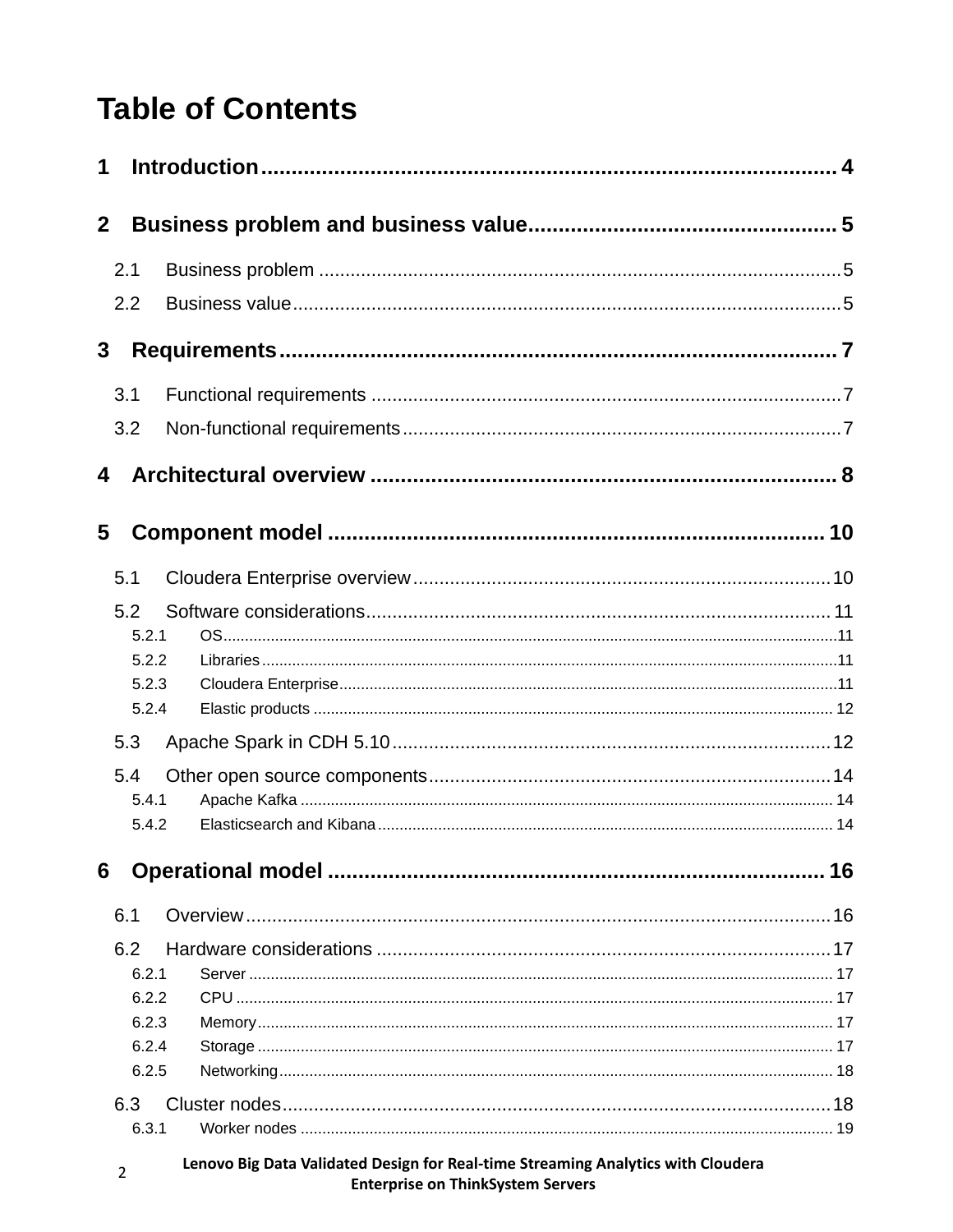# Table of Contents

**1 Introduction ... 4**

**2 Business problem and business value ... 5**

- 2.1 Business problem ... 5
- 2.2 Business value ... 5

**3 Requirements ... 7**

- 3.1 Functional requirements ... 7
- 3.2 Non-functional requirements ... 7

**4 Architectural overview ... 8**

**5 Component model ... 10**

- 5.1 Cloudera Enterprise overview ... 10
- 5.2 Software considerations ... 11
  - 5.2.1 OS ... 11
  - 5.2.2 Libraries ... 11
  - 5.2.3 Cloudera Enterprise ... 11
  - 5.2.4 Elastic products ... 12
- 5.3 Apache Spark in CDH 5.10 ... 12
- 5.4 Other open source components ... 14
  - 5.4.1 Apache Kafka ... 14
  - 5.4.2 Elasticsearch and Kibana ... 14

**6 Operational model ... 16**

- 6.1 Overview ... 16
- 6.2 Hardware considerations ... 17
  - 6.2.1 Server ... 17
  - 6.2.2 CPU ... 17
  - 6.2.3 Memory ... 17
  - 6.2.4 Storage ... 17
  - 6.2.5 Networking ... 18
- 6.3 Cluster nodes ... 18
  - 6.3.1 Worker nodes ... 19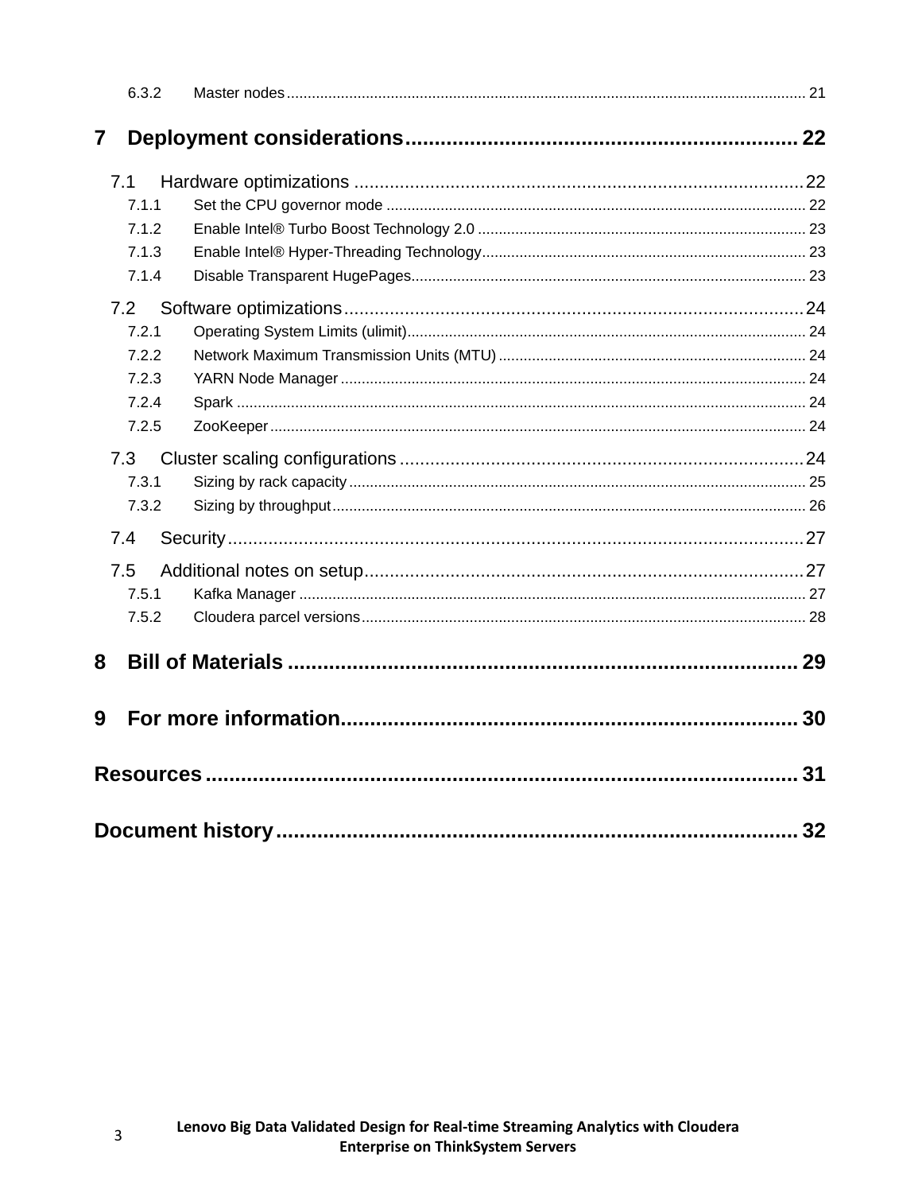6.3.2 Master nodes ........................................................................................................................... 21

**7 Deployment considerations ................................................................... 22**

7.1 Hardware optimizations ........................................................................................ 22

7.1.1 Set the CPU governor mode ................................................................................................... 22

7.1.2 Enable Intel® Turbo Boost Technology 2.0 ............................................................................. 23

7.1.3 Enable Intel® Hyper-Threading Technology ............................................................................ 23

7.1.4 Disable Transparent HugePages ............................................................................................. 23

7.2 Software optimizations .......................................................................................... 24

7.2.1 Operating System Limits (ulimit) .............................................................................................. 24

7.2.2 Network Maximum Transmission Units (MTU) ........................................................................ 24

7.2.3 YARN Node Manager .............................................................................................................. 24

7.2.4 Spark ....................................................................................................................................... 24

7.2.5 ZooKeeper ............................................................................................................................... 24

7.3 Cluster scaling configurations ............................................................................... 24

7.3.1 Sizing by rack capacity ............................................................................................................ 25

7.3.2 Sizing by throughput ................................................................................................................ 26

7.4 Security ................................................................................................................. 27

7.5 Additional notes on setup ...................................................................................... 27

7.5.1 Kafka Manager ........................................................................................................................ 27

7.5.2 Cloudera parcel versions ......................................................................................................... 28

**8 Bill of Materials ...................................................................................... 29**

**9 For more information ............................................................................. 30**

**Resources ...................................................................................................... 31**

**Document history ......................................................................................... 32**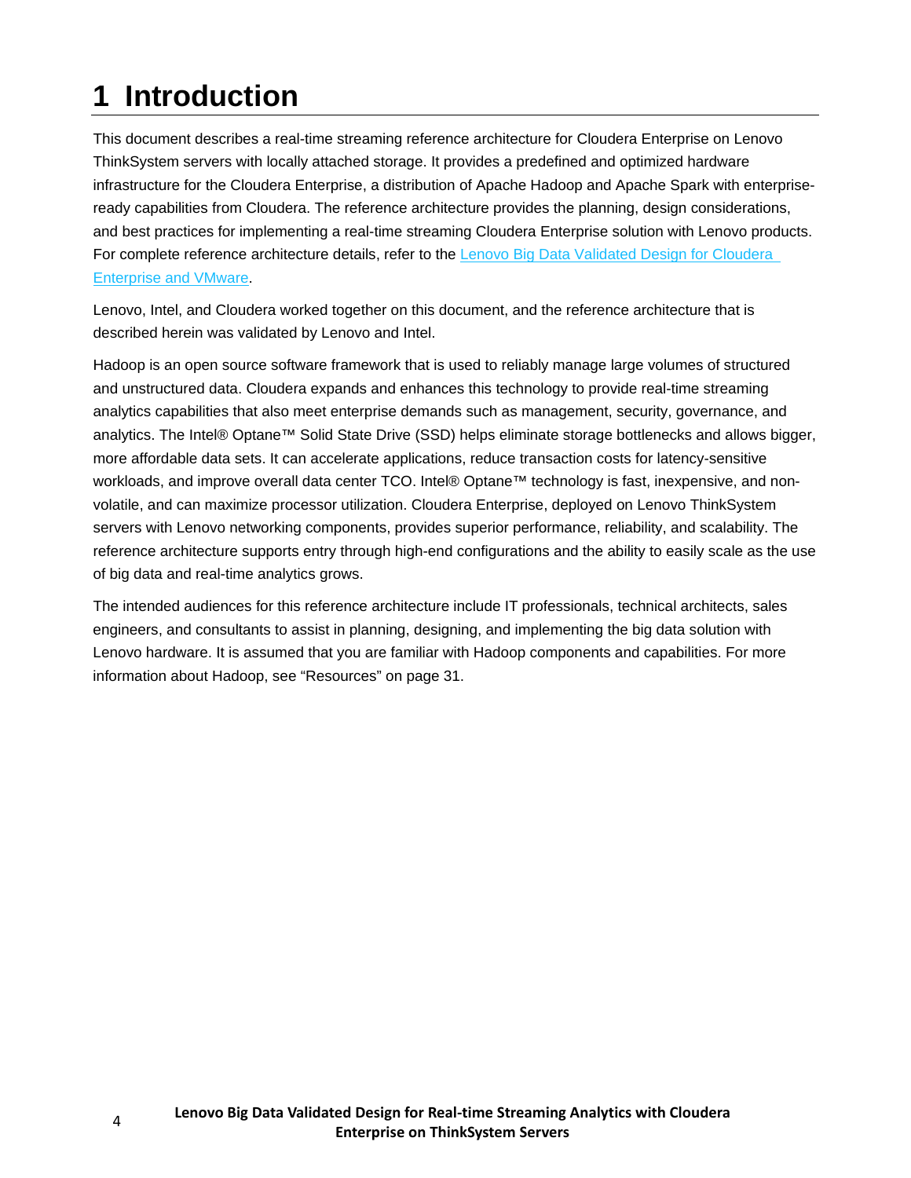# 1 Introduction

This document describes a real-time streaming reference architecture for Cloudera Enterprise on Lenovo ThinkSystem servers with locally attached storage. It provides a predefined and optimized hardware infrastructure for the Cloudera Enterprise, a distribution of Apache Hadoop and Apache Spark with enterprise-ready capabilities from Cloudera. The reference architecture provides the planning, design considerations, and best practices for implementing a real-time streaming Cloudera Enterprise solution with Lenovo products. For complete reference architecture details, refer to the Lenovo Big Data Validated Design for Cloudera Enterprise and VMware.

Lenovo, Intel, and Cloudera worked together on this document, and the reference architecture that is described herein was validated by Lenovo and Intel.

Hadoop is an open source software framework that is used to reliably manage large volumes of structured and unstructured data. Cloudera expands and enhances this technology to provide real-time streaming analytics capabilities that also meet enterprise demands such as management, security, governance, and analytics. The Intel® Optane™ Solid State Drive (SSD) helps eliminate storage bottlenecks and allows bigger, more affordable data sets. It can accelerate applications, reduce transaction costs for latency-sensitive workloads, and improve overall data center TCO. Intel® Optane™ technology is fast, inexpensive, and non-volatile, and can maximize processor utilization. Cloudera Enterprise, deployed on Lenovo ThinkSystem servers with Lenovo networking components, provides superior performance, reliability, and scalability. The reference architecture supports entry through high-end configurations and the ability to easily scale as the use of big data and real-time analytics grows.

The intended audiences for this reference architecture include IT professionals, technical architects, sales engineers, and consultants to assist in planning, designing, and implementing the big data solution with Lenovo hardware. It is assumed that you are familiar with Hadoop components and capabilities. For more information about Hadoop, see “Resources” on page 31.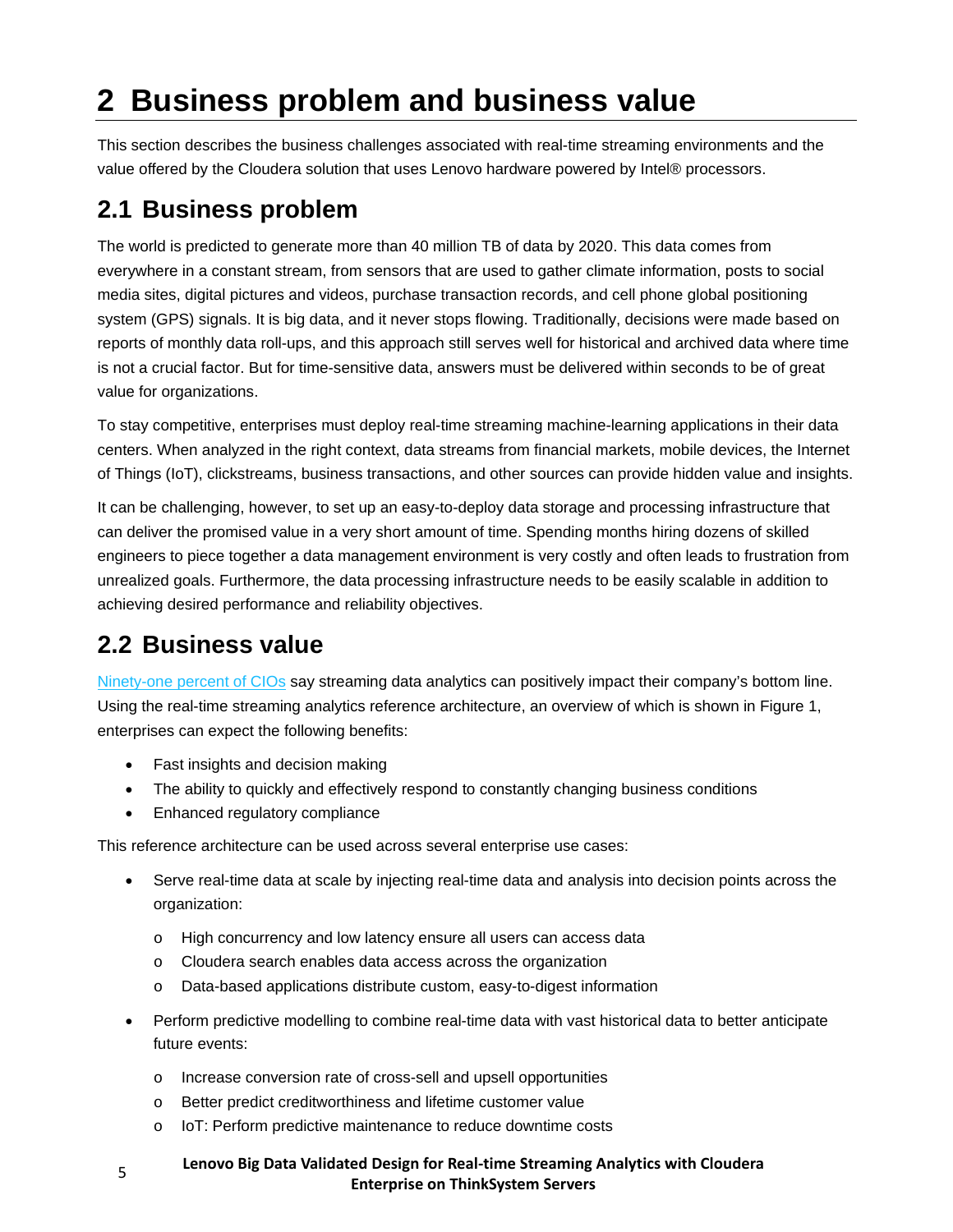# 2 Business problem and business value

This section describes the business challenges associated with real-time streaming environments and the value offered by the Cloudera solution that uses Lenovo hardware powered by Intel® processors.

## 2.1 Business problem

The world is predicted to generate more than 40 million TB of data by 2020. This data comes from everywhere in a constant stream, from sensors that are used to gather climate information, posts to social media sites, digital pictures and videos, purchase transaction records, and cell phone global positioning system (GPS) signals. It is big data, and it never stops flowing. Traditionally, decisions were made based on reports of monthly data roll-ups, and this approach still serves well for historical and archived data where time is not a crucial factor. But for time-sensitive data, answers must be delivered within seconds to be of great value for organizations.

To stay competitive, enterprises must deploy real-time streaming machine-learning applications in their data centers. When analyzed in the right context, data streams from financial markets, mobile devices, the Internet of Things (IoT), clickstreams, business transactions, and other sources can provide hidden value and insights.

It can be challenging, however, to set up an easy-to-deploy data storage and processing infrastructure that can deliver the promised value in a very short amount of time. Spending months hiring dozens of skilled engineers to piece together a data management environment is very costly and often leads to frustration from unrealized goals. Furthermore, the data processing infrastructure needs to be easily scalable in addition to achieving desired performance and reliability objectives.

## 2.2 Business value

Ninety-one percent of CIOs say streaming data analytics can positively impact their company's bottom line. Using the real-time streaming analytics reference architecture, an overview of which is shown in Figure 1, enterprises can expect the following benefits:

- Fast insights and decision making
- The ability to quickly and effectively respond to constantly changing business conditions
- Enhanced regulatory compliance

This reference architecture can be used across several enterprise use cases:

- Serve real-time data at scale by injecting real-time data and analysis into decision points across the organization:
  - High concurrency and low latency ensure all users can access data
  - Cloudera search enables data access across the organization
  - Data-based applications distribute custom, easy-to-digest information
- Perform predictive modelling to combine real-time data with vast historical data to better anticipate future events:
  - Increase conversion rate of cross-sell and upsell opportunities
  - Better predict creditworthiness and lifetime customer value
  - IoT: Perform predictive maintenance to reduce downtime costs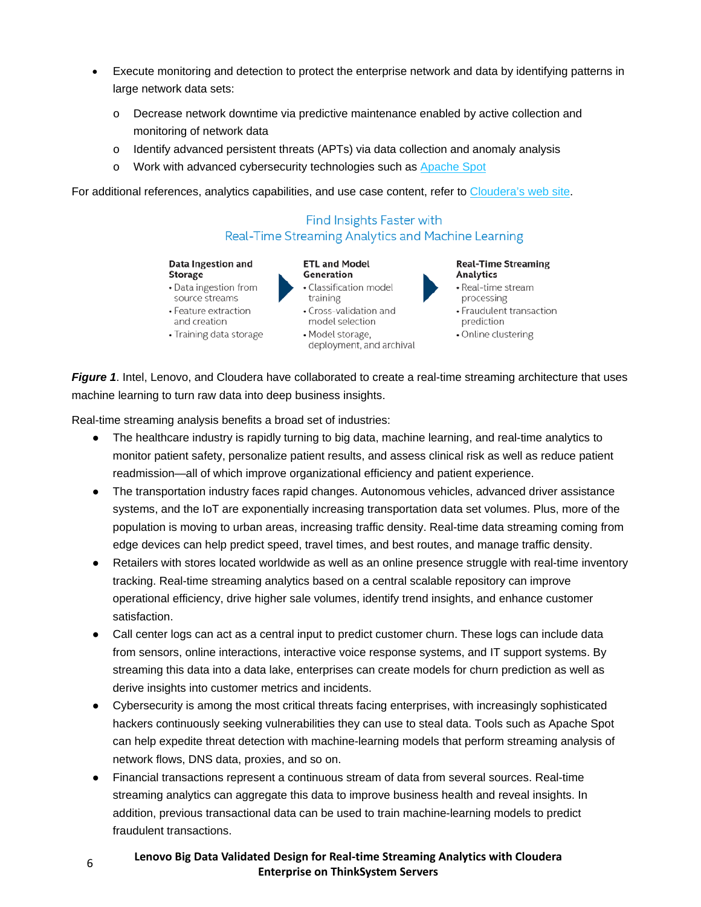- Execute monitoring and detection to protect the enterprise network and data by identifying patterns in large network data sets:
  - Decrease network downtime via predictive maintenance enabled by active collection and monitoring of network data
  - Identify advanced persistent threats (APTs) via data collection and anomaly analysis
  - Work with advanced cybersecurity technologies such as Apache Spot

For additional references, analytics capabilities, and use case content, refer to Cloudera's web site.

Find Insights Faster with
Real-Time Streaming Analytics and Machine Learning

**Data Ingestion and Storage**
- Data ingestion from source streams
- Feature extraction and creation
- Training data storage

**ETL and Model Generation**
- Classification model training
- Cross-validation and model selection
- Model storage, deployment, and archival

**Real-Time Streaming Analytics**
- Real-time stream processing
- Fraudulent transaction prediction
- Online clustering

***Figure 1***. Intel, Lenovo, and Cloudera have collaborated to create a real-time streaming architecture that uses machine learning to turn raw data into deep business insights.

Real-time streaming analysis benefits a broad set of industries:

- The healthcare industry is rapidly turning to big data, machine learning, and real-time analytics to monitor patient safety, personalize patient results, and assess clinical risk as well as reduce patient readmission—all of which improve organizational efficiency and patient experience.
- The transportation industry faces rapid changes. Autonomous vehicles, advanced driver assistance systems, and the IoT are exponentially increasing transportation data set volumes. Plus, more of the population is moving to urban areas, increasing traffic density. Real-time data streaming coming from edge devices can help predict speed, travel times, and best routes, and manage traffic density.
- Retailers with stores located worldwide as well as an online presence struggle with real-time inventory tracking. Real-time streaming analytics based on a central scalable repository can improve operational efficiency, drive higher sale volumes, identify trend insights, and enhance customer satisfaction.
- Call center logs can act as a central input to predict customer churn. These logs can include data from sensors, online interactions, interactive voice response systems, and IT support systems. By streaming this data into a data lake, enterprises can create models for churn prediction as well as derive insights into customer metrics and incidents.
- Cybersecurity is among the most critical threats facing enterprises, with increasingly sophisticated hackers continuously seeking vulnerabilities they can use to steal data. Tools such as Apache Spot can help expedite threat detection with machine-learning models that perform streaming analysis of network flows, DNS data, proxies, and so on.
- Financial transactions represent a continuous stream of data from several sources. Real-time streaming analytics can aggregate this data to improve business health and reveal insights. In addition, previous transactional data can be used to train machine-learning models to predict fraudulent transactions.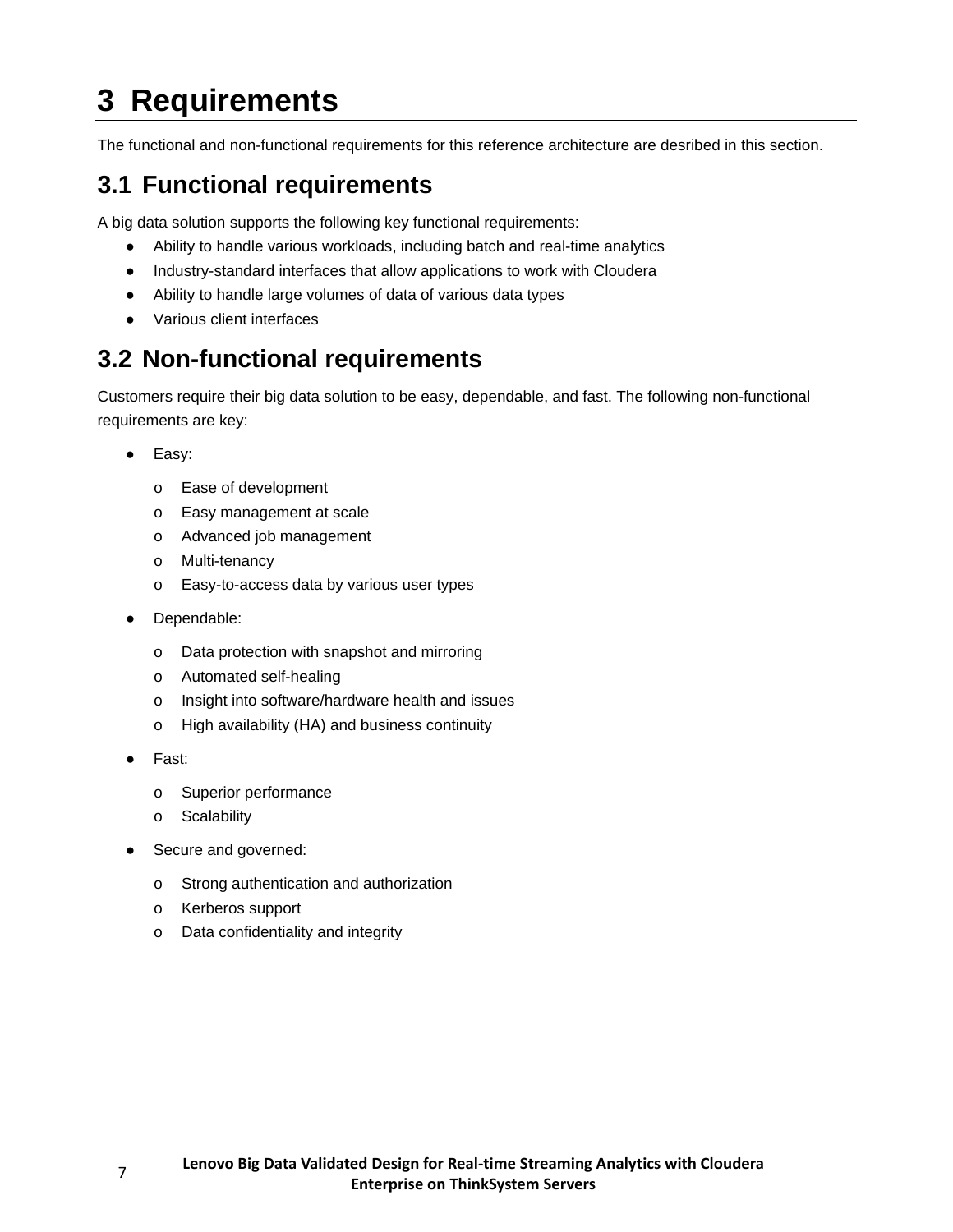# 3 Requirements

The functional and non-functional requirements for this reference architecture are desribed in this section.

## 3.1 Functional requirements

A big data solution supports the following key functional requirements:

- Ability to handle various workloads, including batch and real-time analytics
- Industry-standard interfaces that allow applications to work with Cloudera
- Ability to handle large volumes of data of various data types
- Various client interfaces

## 3.2 Non-functional requirements

Customers require their big data solution to be easy, dependable, and fast. The following non-functional requirements are key:

- Easy:
  - Ease of development
  - Easy management at scale
  - Advanced job management
  - Multi-tenancy
  - Easy-to-access data by various user types
- Dependable:
  - Data protection with snapshot and mirroring
  - Automated self-healing
  - Insight into software/hardware health and issues
  - High availability (HA) and business continuity
- Fast:
  - Superior performance
  - Scalability
- Secure and governed:
  - Strong authentication and authorization
  - Kerberos support
  - Data confidentiality and integrity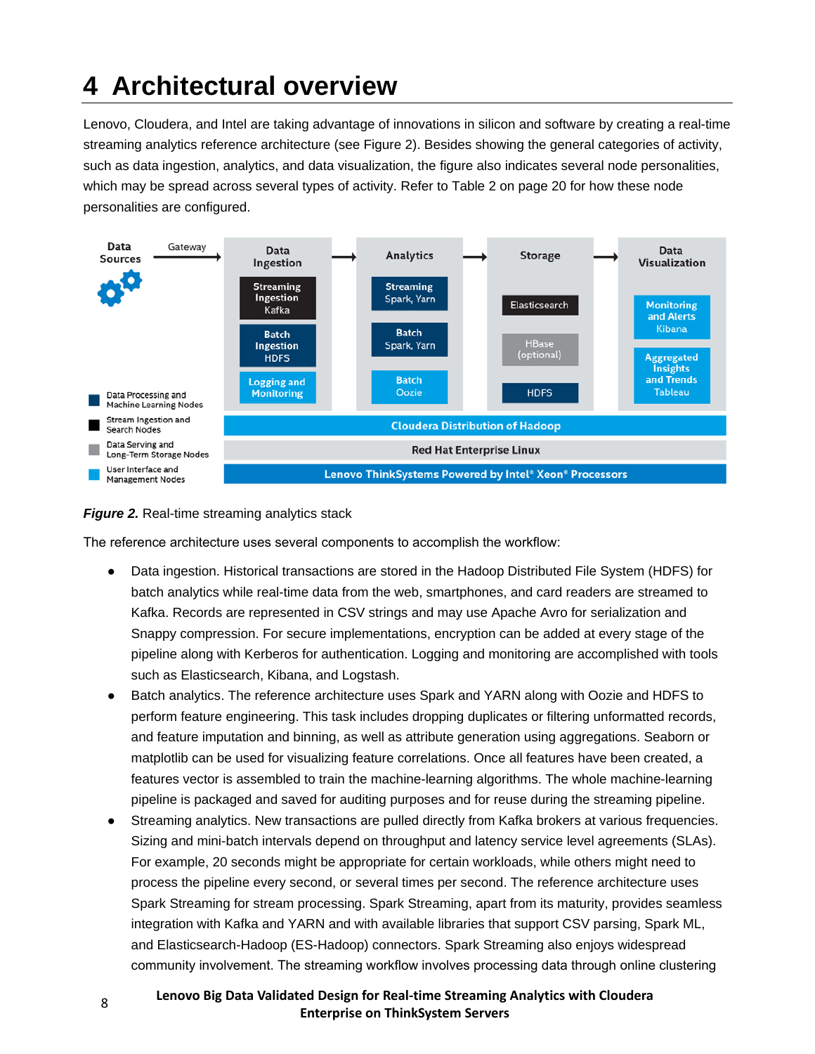# 4 Architectural overview

Lenovo, Cloudera, and Intel are taking advantage of innovations in silicon and software by creating a real-time streaming analytics reference architecture (see Figure 2). Besides showing the general categories of activity, such as data ingestion, analytics, and data visualization, the figure also indicates several node personalities, which may be spread across several types of activity. Refer to Table 2 on page 20 for how these node personalities are configured.

*Figure 2.* Real-time streaming analytics stack

The reference architecture uses several components to accomplish the workflow:

- Data ingestion. Historical transactions are stored in the Hadoop Distributed File System (HDFS) for batch analytics while real-time data from the web, smartphones, and card readers are streamed to Kafka. Records are represented in CSV strings and may use Apache Avro for serialization and Snappy compression. For secure implementations, encryption can be added at every stage of the pipeline along with Kerberos for authentication. Logging and monitoring are accomplished with tools such as Elasticsearch, Kibana, and Logstash.
- Batch analytics. The reference architecture uses Spark and YARN along with Oozie and HDFS to perform feature engineering. This task includes dropping duplicates or filtering unformatted records, and feature imputation and binning, as well as attribute generation using aggregations. Seaborn or matplotlib can be used for visualizing feature correlations. Once all features have been created, a features vector is assembled to train the machine-learning algorithms. The whole machine-learning pipeline is packaged and saved for auditing purposes and for reuse during the streaming pipeline.
- Streaming analytics. New transactions are pulled directly from Kafka brokers at various frequencies. Sizing and mini-batch intervals depend on throughput and latency service level agreements (SLAs). For example, 20 seconds might be appropriate for certain workloads, while others might need to process the pipeline every second, or several times per second. The reference architecture uses Spark Streaming for stream processing. Spark Streaming, apart from its maturity, provides seamless integration with Kafka and YARN and with available libraries that support CSV parsing, Spark ML, and Elasticsearch-Hadoop (ES-Hadoop) connectors. Spark Streaming also enjoys widespread community involvement. The streaming workflow involves processing data through online clustering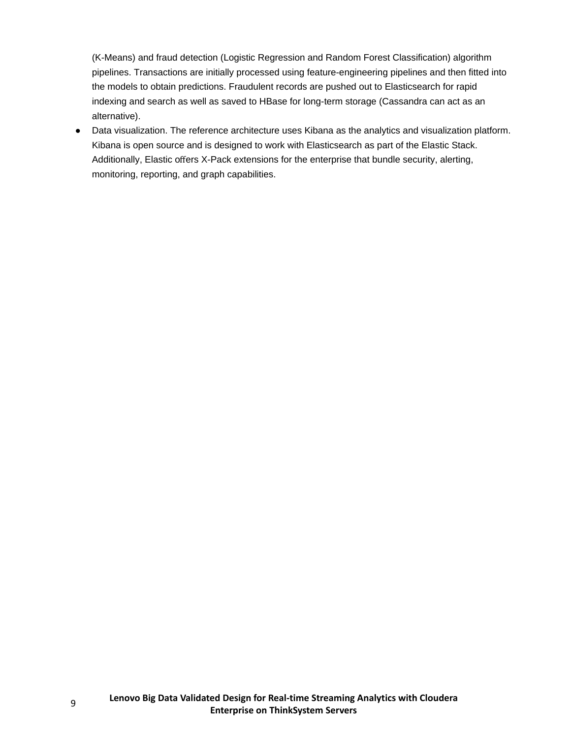(K-Means) and fraud detection (Logistic Regression and Random Forest Classification) algorithm pipelines. Transactions are initially processed using feature-engineering pipelines and then fitted into the models to obtain predictions. Fraudulent records are pushed out to Elasticsearch for rapid indexing and search as well as saved to HBase for long-term storage (Cassandra can act as an alternative).

- Data visualization. The reference architecture uses Kibana as the analytics and visualization platform. Kibana is open source and is designed to work with Elasticsearch as part of the Elastic Stack. Additionally, Elastic offers X-Pack extensions for the enterprise that bundle security, alerting, monitoring, reporting, and graph capabilities.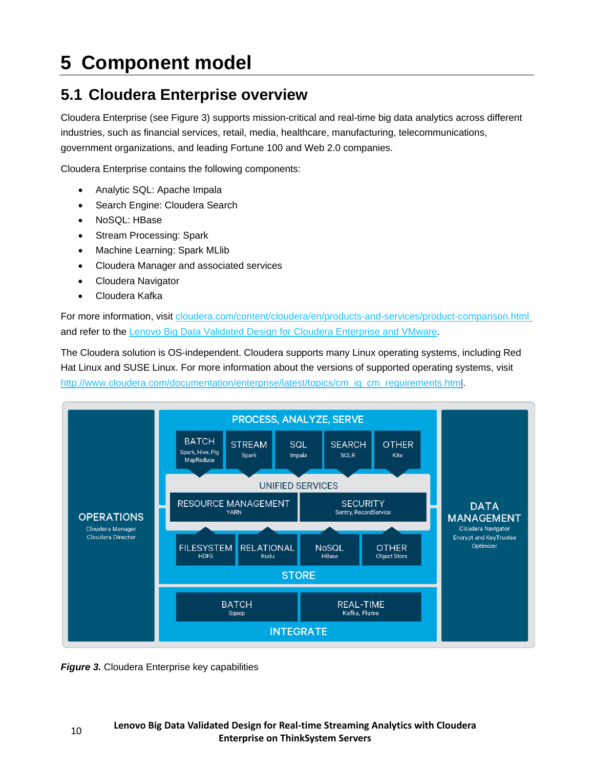# 5 Component model

## 5.1 Cloudera Enterprise overview

Cloudera Enterprise (see Figure 3) supports mission-critical and real-time big data analytics across different industries, such as financial services, retail, media, healthcare, manufacturing, telecommunications, government organizations, and leading Fortune 100 and Web 2.0 companies.

Cloudera Enterprise contains the following components:

- Analytic SQL: Apache Impala
- Search Engine: Cloudera Search
- NoSQL: HBase
- Stream Processing: Spark
- Machine Learning: Spark MLlib
- Cloudera Manager and associated services
- Cloudera Navigator
- Cloudera Kafka

For more information, visit cloudera.com/content/cloudera/en/products-and-services/product-comparison.html and refer to the Lenovo Big Data Validated Design for Cloudera Enterprise and VMware.

The Cloudera solution is OS-independent. Cloudera supports many Linux operating systems, including Red Hat Linux and SUSE Linux. For more information about the versions of supported operating systems, visit http://www.cloudera.com/documentation/enterprise/latest/topics/cm_ig_cm_requirements.html.

OPERATIONS
Cloudera Manager
Cloudera Director

PROCESS, ANALYZE, SERVE

BATCH
Spark, Hive, Pig
MapReduce

STREAM
Spark

SQL
Impala

SEARCH
SOLR

OTHER
Kite

UNIFIED SERVICES

RESOURCE MANAGEMENT
YARN

SECURITY
Sentry, RecordService

FILESYSTEM
HDFS

RELATIONAL
Kudu

NoSQL
HBase

OTHER
Object Store

STORE

BATCH
Sqoop

REAL-TIME
Kafka, Flume

INTEGRATE

DATA MANAGEMENT
Cloudera Navigator
Encrypt and KeyTrustee
Optimizer

***Figure 3.*** Cloudera Enterprise key capabilities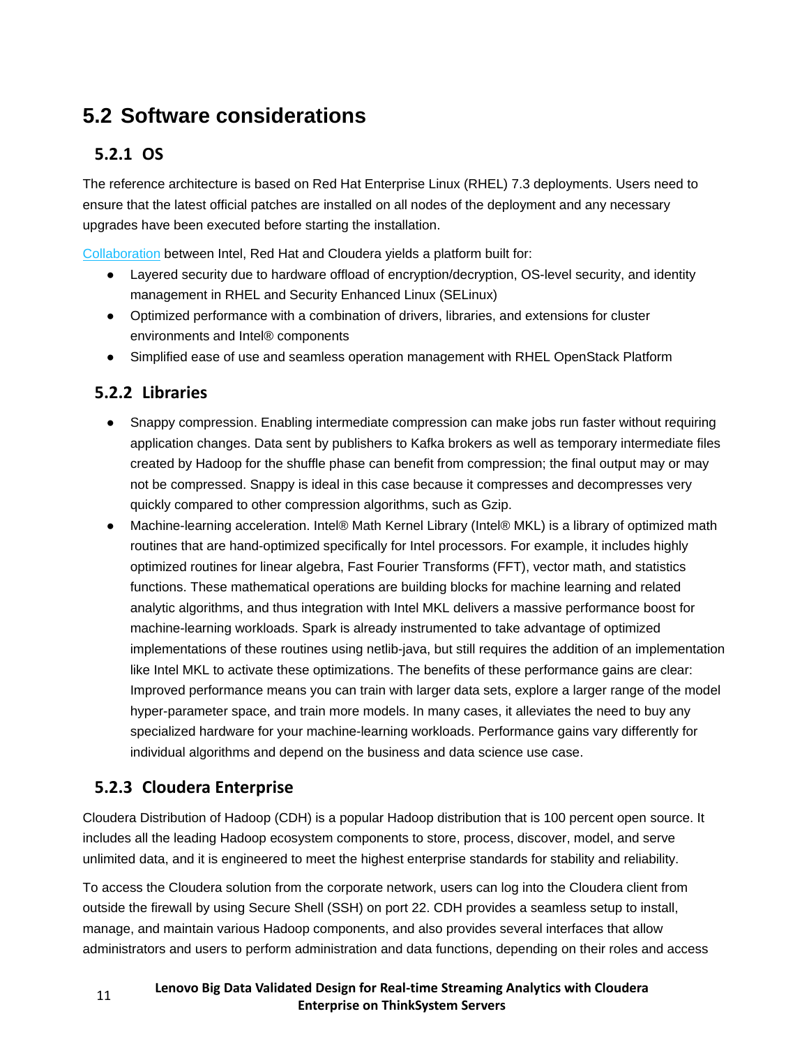## 5.2 Software considerations

### 5.2.1 OS

The reference architecture is based on Red Hat Enterprise Linux (RHEL) 7.3 deployments. Users need to ensure that the latest official patches are installed on all nodes of the deployment and any necessary upgrades have been executed before starting the installation.

Collaboration between Intel, Red Hat and Cloudera yields a platform built for:

- Layered security due to hardware offload of encryption/decryption, OS-level security, and identity management in RHEL and Security Enhanced Linux (SELinux)
- Optimized performance with a combination of drivers, libraries, and extensions for cluster environments and Intel® components
- Simplified ease of use and seamless operation management with RHEL OpenStack Platform

### 5.2.2 Libraries

- Snappy compression. Enabling intermediate compression can make jobs run faster without requiring application changes. Data sent by publishers to Kafka brokers as well as temporary intermediate files created by Hadoop for the shuffle phase can benefit from compression; the final output may or may not be compressed. Snappy is ideal in this case because it compresses and decompresses very quickly compared to other compression algorithms, such as Gzip.
- Machine-learning acceleration. Intel® Math Kernel Library (Intel® MKL) is a library of optimized math routines that are hand-optimized specifically for Intel processors. For example, it includes highly optimized routines for linear algebra, Fast Fourier Transforms (FFT), vector math, and statistics functions. These mathematical operations are building blocks for machine learning and related analytic algorithms, and thus integration with Intel MKL delivers a massive performance boost for machine-learning workloads. Spark is already instrumented to take advantage of optimized implementations of these routines using netlib-java, but still requires the addition of an implementation like Intel MKL to activate these optimizations. The benefits of these performance gains are clear: Improved performance means you can train with larger data sets, explore a larger range of the model hyper-parameter space, and train more models. In many cases, it alleviates the need to buy any specialized hardware for your machine-learning workloads. Performance gains vary differently for individual algorithms and depend on the business and data science use case.

### 5.2.3 Cloudera Enterprise

Cloudera Distribution of Hadoop (CDH) is a popular Hadoop distribution that is 100 percent open source. It includes all the leading Hadoop ecosystem components to store, process, discover, model, and serve unlimited data, and it is engineered to meet the highest enterprise standards for stability and reliability.

To access the Cloudera solution from the corporate network, users can log into the Cloudera client from outside the firewall by using Secure Shell (SSH) on port 22. CDH provides a seamless setup to install, manage, and maintain various Hadoop components, and also provides several interfaces that allow administrators and users to perform administration and data functions, depending on their roles and access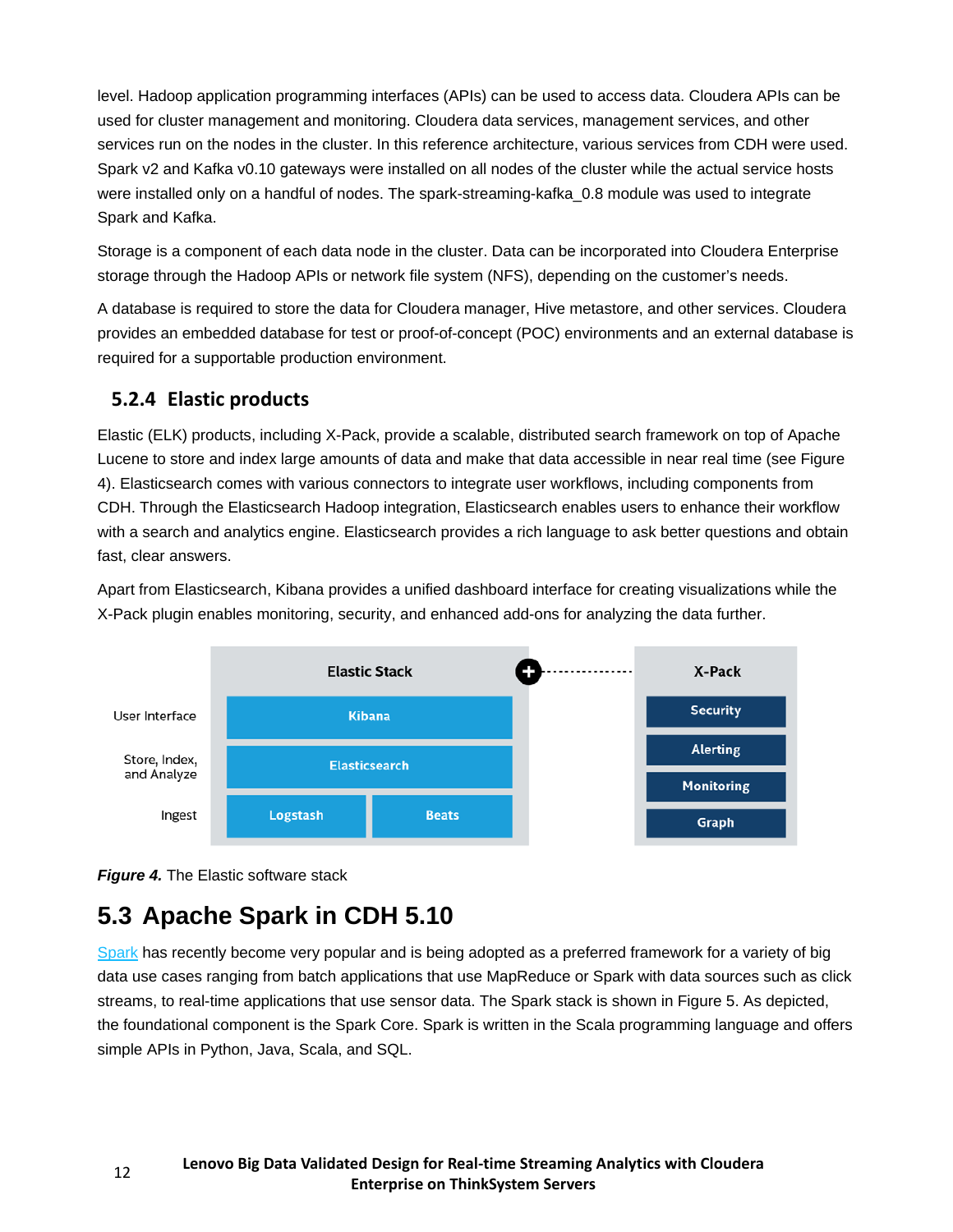level. Hadoop application programming interfaces (APIs) can be used to access data. Cloudera APIs can be used for cluster management and monitoring. Cloudera data services, management services, and other services run on the nodes in the cluster. In this reference architecture, various services from CDH were used. Spark v2 and Kafka v0.10 gateways were installed on all nodes of the cluster while the actual service hosts were installed only on a handful of nodes. The spark-streaming-kafka_0.8 module was used to integrate Spark and Kafka.

Storage is a component of each data node in the cluster. Data can be incorporated into Cloudera Enterprise storage through the Hadoop APIs or network file system (NFS), depending on the customer's needs.

A database is required to store the data for Cloudera manager, Hive metastore, and other services. Cloudera provides an embedded database for test or proof-of-concept (POC) environments and an external database is required for a supportable production environment.

### 5.2.4 Elastic products

Elastic (ELK) products, including X-Pack, provide a scalable, distributed search framework on top of Apache Lucene to store and index large amounts of data and make that data accessible in near real time (see Figure 4). Elasticsearch comes with various connectors to integrate user workflows, including components from CDH. Through the Elasticsearch Hadoop integration, Elasticsearch enables users to enhance their workflow with a search and analytics engine. Elasticsearch provides a rich language to ask better questions and obtain fast, clear answers.

Apart from Elasticsearch, Kibana provides a unified dashboard interface for creating visualizations while the X-Pack plugin enables monitoring, security, and enhanced add-ons for analyzing the data further.

| | Elastic Stack | | X-Pack |
|---|---|---|---|
| User Interface | Kibana | | Security |
| Store, Index, and Analyze | Elasticsearch | | Alerting |
| | | | Monitoring |
| Ingest | Logstash | Beats | Graph |

***Figure 4.*** The Elastic software stack

## 5.3 Apache Spark in CDH 5.10

Spark has recently become very popular and is being adopted as a preferred framework for a variety of big data use cases ranging from batch applications that use MapReduce or Spark with data sources such as click streams, to real-time applications that use sensor data. The Spark stack is shown in Figure 5. As depicted, the foundational component is the Spark Core. Spark is written in the Scala programming language and offers simple APIs in Python, Java, Scala, and SQL.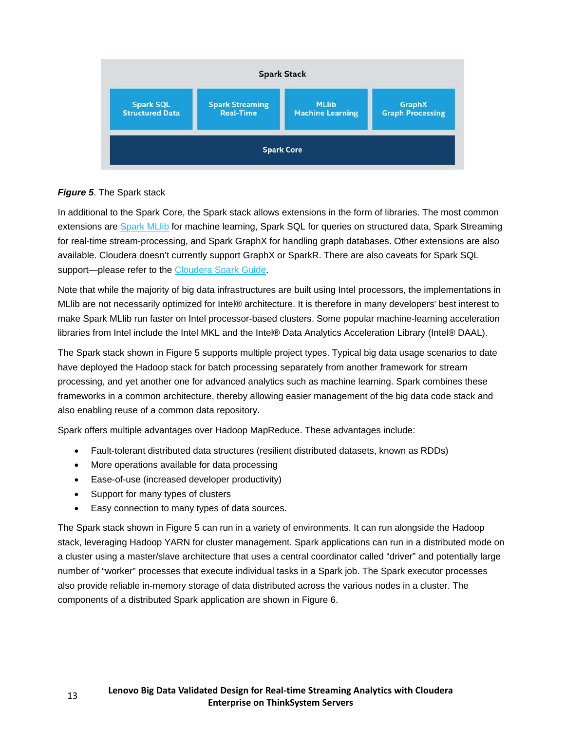***Figure 5***. The Spark stack

In additional to the Spark Core, the Spark stack allows extensions in the form of libraries. The most common extensions are [Spark MLlib](#) for machine learning, Spark SQL for queries on structured data, Spark Streaming for real-time stream-processing, and Spark GraphX for handling graph databases. Other extensions are also available. Cloudera doesn't currently support GraphX or SparkR. There are also caveats for Spark SQL support—please refer to the [Cloudera Spark Guide](#).

Note that while the majority of big data infrastructures are built using Intel processors, the implementations in MLlib are not necessarily optimized for Intel® architecture. It is therefore in many developers' best interest to make Spark MLlib run faster on Intel processor-based clusters. Some popular machine-learning acceleration libraries from Intel include the Intel MKL and the Intel® Data Analytics Acceleration Library (Intel® DAAL).

The Spark stack shown in Figure 5 supports multiple project types. Typical big data usage scenarios to date have deployed the Hadoop stack for batch processing separately from another framework for stream processing, and yet another one for advanced analytics such as machine learning. Spark combines these frameworks in a common architecture, thereby allowing easier management of the big data code stack and also enabling reuse of a common data repository.

Spark offers multiple advantages over Hadoop MapReduce. These advantages include:

- Fault-tolerant distributed data structures (resilient distributed datasets, known as RDDs)
- More operations available for data processing
- Ease-of-use (increased developer productivity)
- Support for many types of clusters
- Easy connection to many types of data sources.

The Spark stack shown in Figure 5 can run in a variety of environments. It can run alongside the Hadoop stack, leveraging Hadoop YARN for cluster management. Spark applications can run in a distributed mode on a cluster using a master/slave architecture that uses a central coordinator called "driver" and potentially large number of "worker" processes that execute individual tasks in a Spark job. The Spark executor processes also provide reliable in-memory storage of data distributed across the various nodes in a cluster. The components of a distributed Spark application are shown in Figure 6.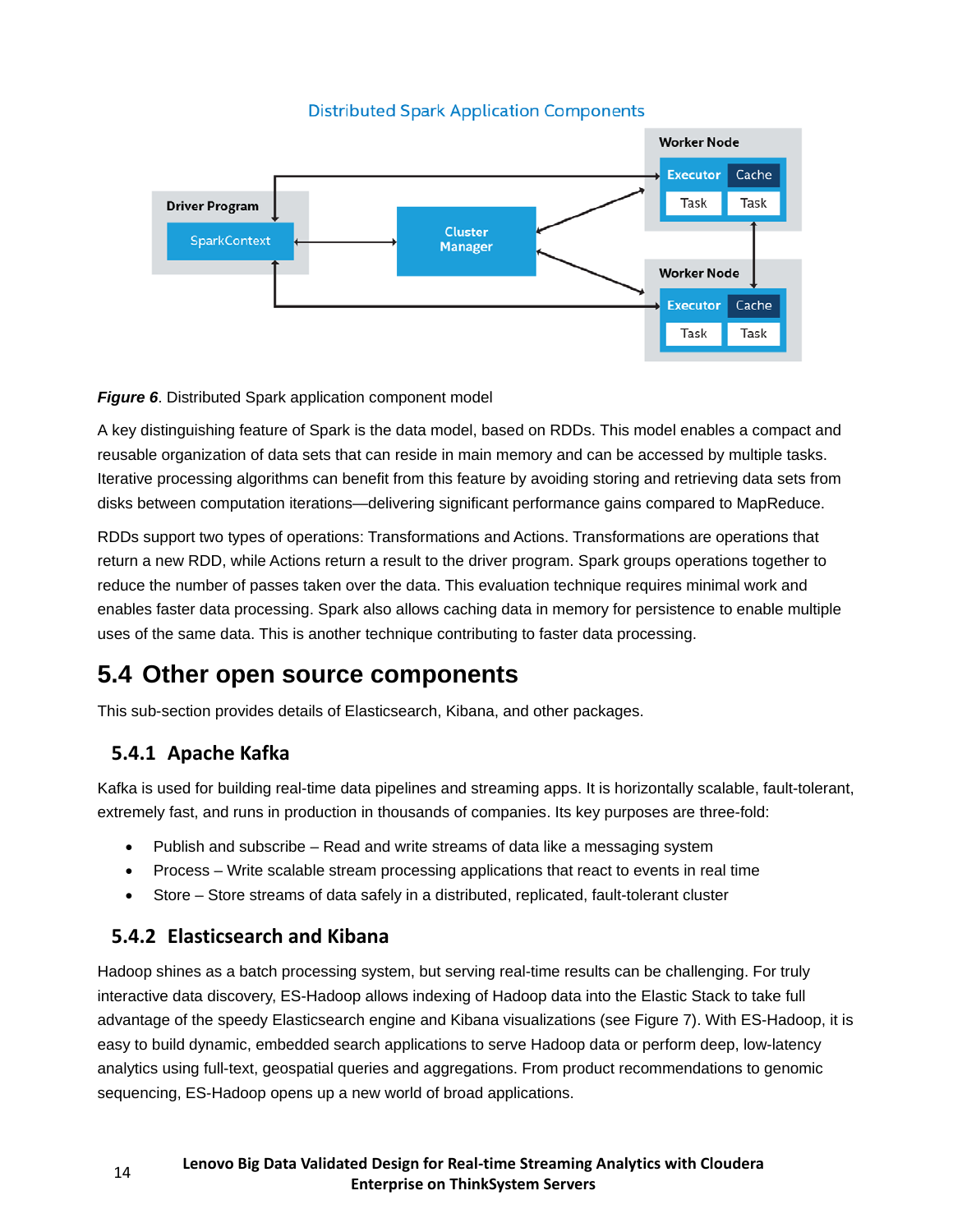*Figure 6*. Distributed Spark application component model

A key distinguishing feature of Spark is the data model, based on RDDs. This model enables a compact and reusable organization of data sets that can reside in main memory and can be accessed by multiple tasks. Iterative processing algorithms can benefit from this feature by avoiding storing and retrieving data sets from disks between computation iterations—delivering significant performance gains compared to MapReduce.

RDDs support two types of operations: Transformations and Actions. Transformations are operations that return a new RDD, while Actions return a result to the driver program. Spark groups operations together to reduce the number of passes taken over the data. This evaluation technique requires minimal work and enables faster data processing. Spark also allows caching data in memory for persistence to enable multiple uses of the same data. This is another technique contributing to faster data processing.

## 5.4 Other open source components

This sub-section provides details of Elasticsearch, Kibana, and other packages.

### 5.4.1 Apache Kafka

Kafka is used for building real-time data pipelines and streaming apps. It is horizontally scalable, fault-tolerant, extremely fast, and runs in production in thousands of companies. Its key purposes are three-fold:

- Publish and subscribe – Read and write streams of data like a messaging system
- Process – Write scalable stream processing applications that react to events in real time
- Store – Store streams of data safely in a distributed, replicated, fault-tolerant cluster

### 5.4.2 Elasticsearch and Kibana

Hadoop shines as a batch processing system, but serving real-time results can be challenging. For truly interactive data discovery, ES-Hadoop allows indexing of Hadoop data into the Elastic Stack to take full advantage of the speedy Elasticsearch engine and Kibana visualizations (see Figure 7). With ES-Hadoop, it is easy to build dynamic, embedded search applications to serve Hadoop data or perform deep, low-latency analytics using full-text, geospatial queries and aggregations. From product recommendations to genomic sequencing, ES-Hadoop opens up a new world of broad applications.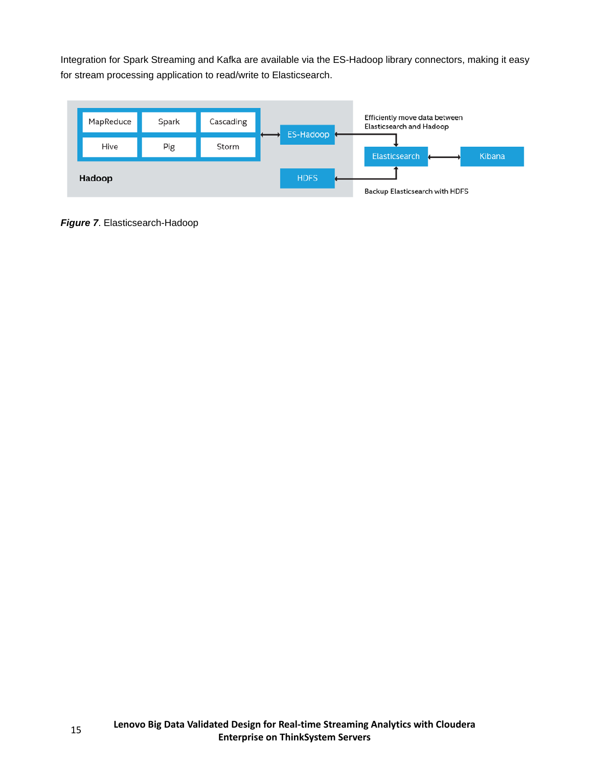Integration for Spark Streaming and Kafka are available via the ES-Hadoop library connectors, making it easy for stream processing application to read/write to Elasticsearch.

MapReduce | Spark | Cascading
Hive | Pig | Storm

Hadoop

ES-Hadoop

HDFS

Efficiently move data between Elasticsearch and Hadoop

Elasticsearch

Kibana

Backup Elasticsearch with HDFS

***Figure 7***. Elasticsearch-Hadoop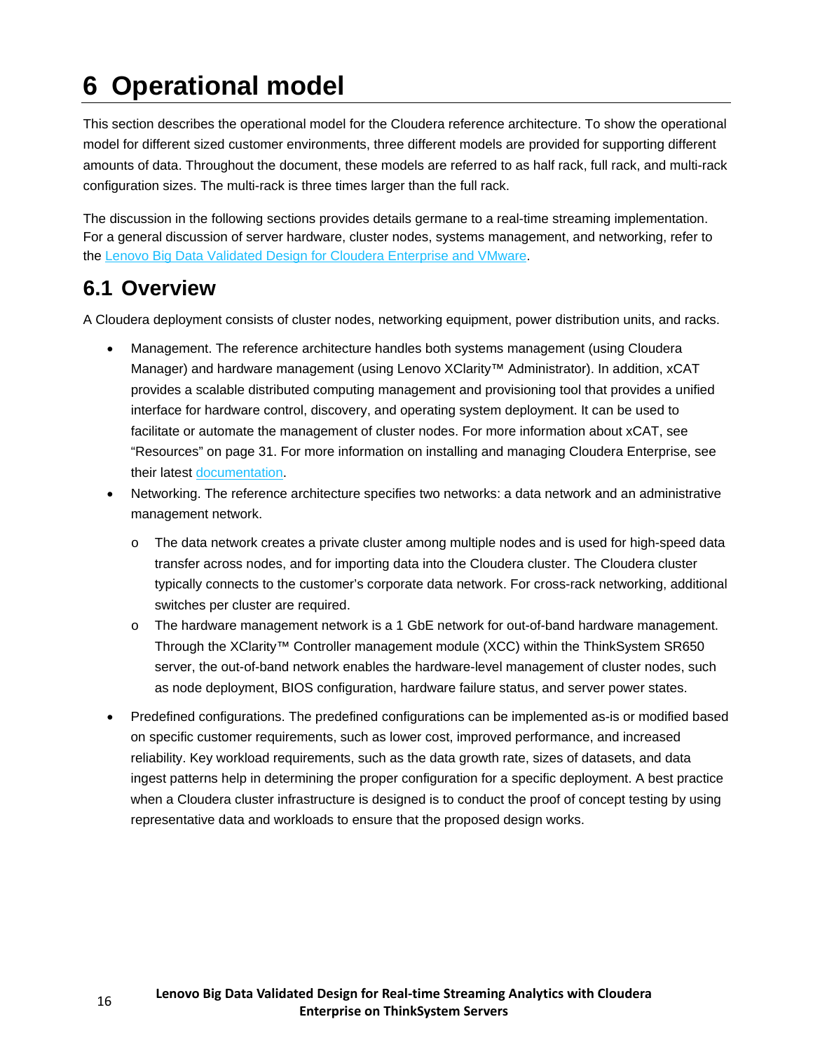# 6 Operational model

This section describes the operational model for the Cloudera reference architecture. To show the operational model for different sized customer environments, three different models are provided for supporting different amounts of data. Throughout the document, these models are referred to as half rack, full rack, and multi-rack configuration sizes. The multi-rack is three times larger than the full rack.

The discussion in the following sections provides details germane to a real-time streaming implementation. For a general discussion of server hardware, cluster nodes, systems management, and networking, refer to the Lenovo Big Data Validated Design for Cloudera Enterprise and VMware.

## 6.1 Overview

A Cloudera deployment consists of cluster nodes, networking equipment, power distribution units, and racks.

- Management. The reference architecture handles both systems management (using Cloudera Manager) and hardware management (using Lenovo XClarity™ Administrator). In addition, xCAT provides a scalable distributed computing management and provisioning tool that provides a unified interface for hardware control, discovery, and operating system deployment. It can be used to facilitate or automate the management of cluster nodes. For more information about xCAT, see "Resources" on page 31. For more information on installing and managing Cloudera Enterprise, see their latest documentation.
- Networking. The reference architecture specifies two networks: a data network and an administrative management network.
    - The data network creates a private cluster among multiple nodes and is used for high-speed data transfer across nodes, and for importing data into the Cloudera cluster. The Cloudera cluster typically connects to the customer's corporate data network. For cross-rack networking, additional switches per cluster are required.
    - The hardware management network is a 1 GbE network for out-of-band hardware management. Through the XClarity™ Controller management module (XCC) within the ThinkSystem SR650 server, the out-of-band network enables the hardware-level management of cluster nodes, such as node deployment, BIOS configuration, hardware failure status, and server power states.
- Predefined configurations. The predefined configurations can be implemented as-is or modified based on specific customer requirements, such as lower cost, improved performance, and increased reliability. Key workload requirements, such as the data growth rate, sizes of datasets, and data ingest patterns help in determining the proper configuration for a specific deployment. A best practice when a Cloudera cluster infrastructure is designed is to conduct the proof of concept testing by using representative data and workloads to ensure that the proposed design works.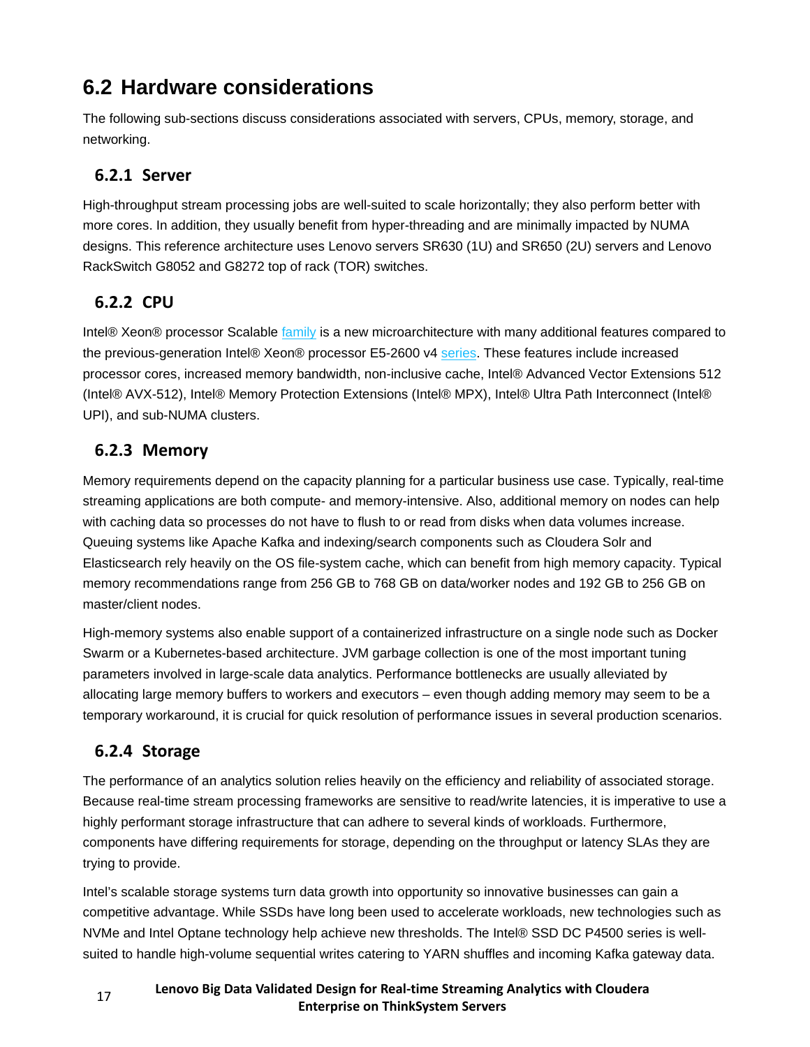## 6.2 Hardware considerations

The following sub-sections discuss considerations associated with servers, CPUs, memory, storage, and networking.

### 6.2.1 Server

High-throughput stream processing jobs are well-suited to scale horizontally; they also perform better with more cores. In addition, they usually benefit from hyper-threading and are minimally impacted by NUMA designs. This reference architecture uses Lenovo servers SR630 (1U) and SR650 (2U) servers and Lenovo RackSwitch G8052 and G8272 top of rack (TOR) switches.

### 6.2.2 CPU

Intel® Xeon® processor Scalable family is a new microarchitecture with many additional features compared to the previous-generation Intel® Xeon® processor E5-2600 v4 series. These features include increased processor cores, increased memory bandwidth, non-inclusive cache, Intel® Advanced Vector Extensions 512 (Intel® AVX-512), Intel® Memory Protection Extensions (Intel® MPX), Intel® Ultra Path Interconnect (Intel® UPI), and sub-NUMA clusters.

### 6.2.3 Memory

Memory requirements depend on the capacity planning for a particular business use case. Typically, real-time streaming applications are both compute- and memory-intensive. Also, additional memory on nodes can help with caching data so processes do not have to flush to or read from disks when data volumes increase. Queuing systems like Apache Kafka and indexing/search components such as Cloudera Solr and Elasticsearch rely heavily on the OS file-system cache, which can benefit from high memory capacity. Typical memory recommendations range from 256 GB to 768 GB on data/worker nodes and 192 GB to 256 GB on master/client nodes.

High-memory systems also enable support of a containerized infrastructure on a single node such as Docker Swarm or a Kubernetes-based architecture. JVM garbage collection is one of the most important tuning parameters involved in large-scale data analytics. Performance bottlenecks are usually alleviated by allocating large memory buffers to workers and executors – even though adding memory may seem to be a temporary workaround, it is crucial for quick resolution of performance issues in several production scenarios.

### 6.2.4 Storage

The performance of an analytics solution relies heavily on the efficiency and reliability of associated storage. Because real-time stream processing frameworks are sensitive to read/write latencies, it is imperative to use a highly performant storage infrastructure that can adhere to several kinds of workloads. Furthermore, components have differing requirements for storage, depending on the throughput or latency SLAs they are trying to provide.

Intel's scalable storage systems turn data growth into opportunity so innovative businesses can gain a competitive advantage. While SSDs have long been used to accelerate workloads, new technologies such as NVMe and Intel Optane technology help achieve new thresholds. The Intel® SSD DC P4500 series is well-suited to handle high-volume sequential writes catering to YARN shuffles and incoming Kafka gateway data.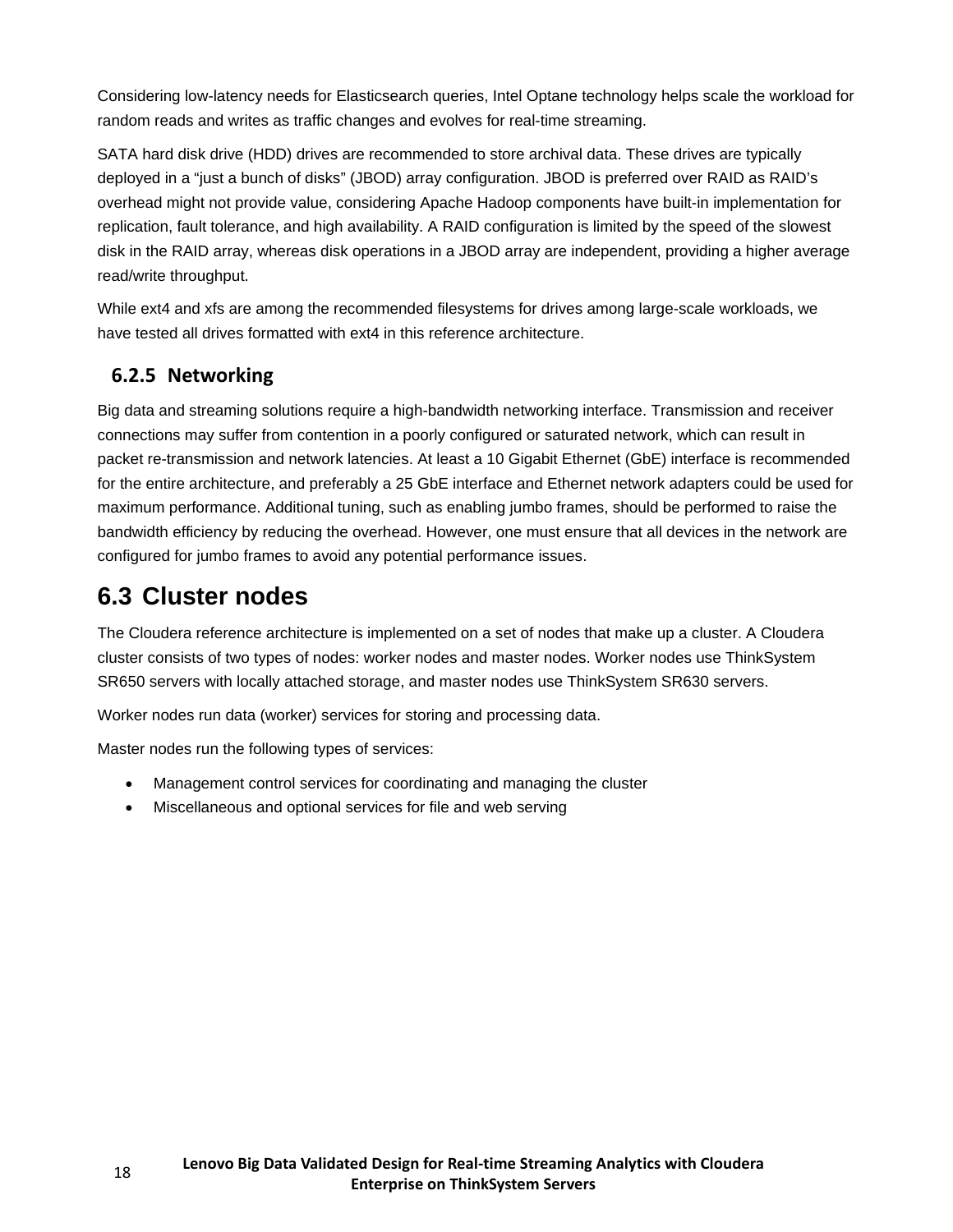Considering low-latency needs for Elasticsearch queries, Intel Optane technology helps scale the workload for random reads and writes as traffic changes and evolves for real-time streaming.

SATA hard disk drive (HDD) drives are recommended to store archival data. These drives are typically deployed in a “just a bunch of disks” (JBOD) array configuration. JBOD is preferred over RAID as RAID’s overhead might not provide value, considering Apache Hadoop components have built-in implementation for replication, fault tolerance, and high availability. A RAID configuration is limited by the speed of the slowest disk in the RAID array, whereas disk operations in a JBOD array are independent, providing a higher average read/write throughput.

While ext4 and xfs are among the recommended filesystems for drives among large-scale workloads, we have tested all drives formatted with ext4 in this reference architecture.

### 6.2.5 Networking

Big data and streaming solutions require a high-bandwidth networking interface. Transmission and receiver connections may suffer from contention in a poorly configured or saturated network, which can result in packet re-transmission and network latencies. At least a 10 Gigabit Ethernet (GbE) interface is recommended for the entire architecture, and preferably a 25 GbE interface and Ethernet network adapters could be used for maximum performance. Additional tuning, such as enabling jumbo frames, should be performed to raise the bandwidth efficiency by reducing the overhead. However, one must ensure that all devices in the network are configured for jumbo frames to avoid any potential performance issues.

## 6.3 Cluster nodes

The Cloudera reference architecture is implemented on a set of nodes that make up a cluster. A Cloudera cluster consists of two types of nodes: worker nodes and master nodes. Worker nodes use ThinkSystem SR650 servers with locally attached storage, and master nodes use ThinkSystem SR630 servers.

Worker nodes run data (worker) services for storing and processing data.

Master nodes run the following types of services:

- Management control services for coordinating and managing the cluster
- Miscellaneous and optional services for file and web serving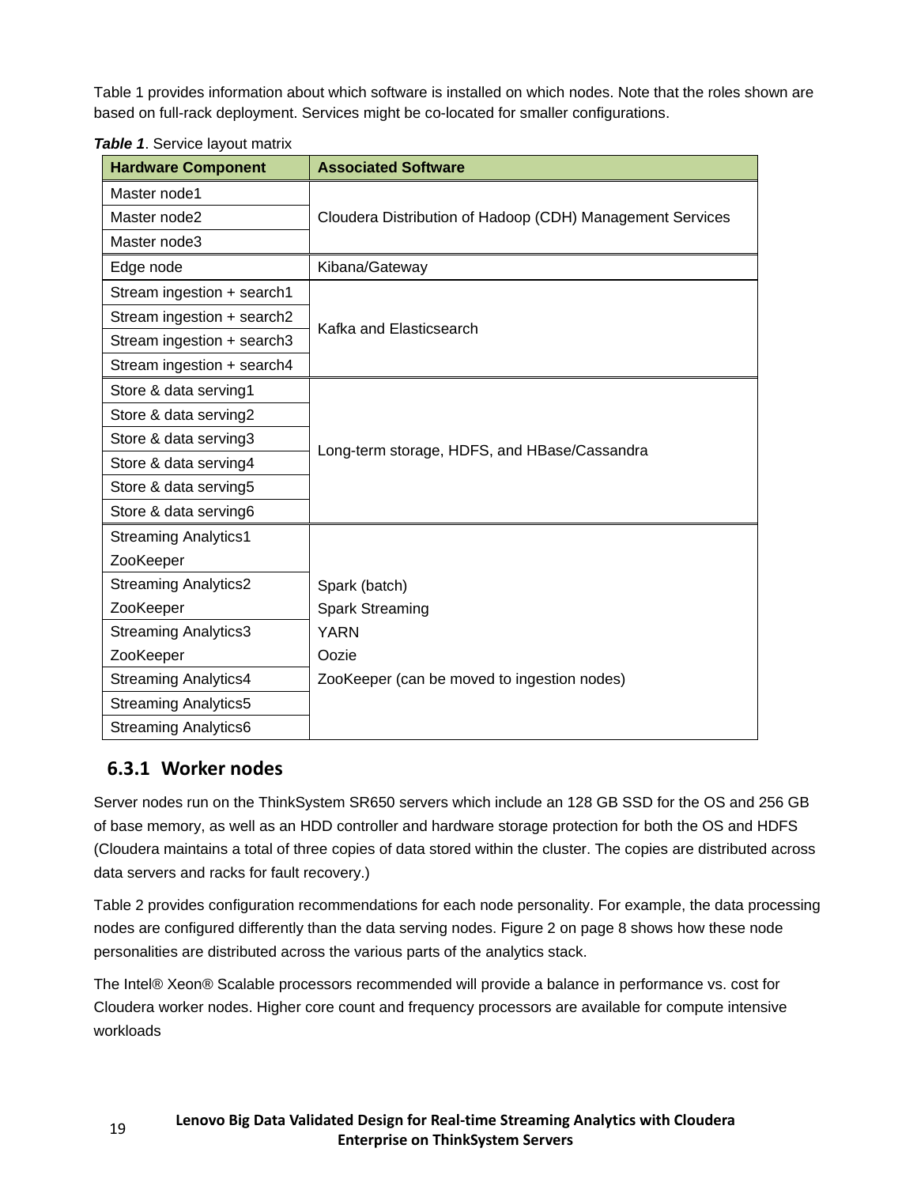Table 1 provides information about which software is installed on which nodes. Note that the roles shown are based on full-rack deployment. Services might be co-located for smaller configurations.

***Table 1***. Service layout matrix

| Hardware Component | Associated Software |
|---|---|
| Master node1 | Cloudera Distribution of Hadoop (CDH) Management Services |
| Master node2 | |
| Master node3 | |
| Edge node | Kibana/Gateway |
| Stream ingestion + search1 | Kafka and Elasticsearch |
| Stream ingestion + search2 | |
| Stream ingestion + search3 | |
| Stream ingestion + search4 | |
| Store & data serving1 | Long-term storage, HDFS, and HBase/Cassandra |
| Store & data serving2 | |
| Store & data serving3 | |
| Store & data serving4 | |
| Store & data serving5 | |
| Store & data serving6 | |
| Streaming Analytics1 ZooKeeper | Spark (batch) Spark Streaming YARN Oozie ZooKeeper (can be moved to ingestion nodes) |
| Streaming Analytics2 ZooKeeper | |
| Streaming Analytics3 ZooKeeper | |
| Streaming Analytics4 | |
| Streaming Analytics5 | |
| Streaming Analytics6 | |

### 6.3.1 Worker nodes

Server nodes run on the ThinkSystem SR650 servers which include an 128 GB SSD for the OS and 256 GB of base memory, as well as an HDD controller and hardware storage protection for both the OS and HDFS (Cloudera maintains a total of three copies of data stored within the cluster. The copies are distributed across data servers and racks for fault recovery.)

Table 2 provides configuration recommendations for each node personality. For example, the data processing nodes are configured differently than the data serving nodes. Figure 2 on page 8 shows how these node personalities are distributed across the various parts of the analytics stack.

The Intel® Xeon® Scalable processors recommended will provide a balance in performance vs. cost for Cloudera worker nodes. Higher core count and frequency processors are available for compute intensive workloads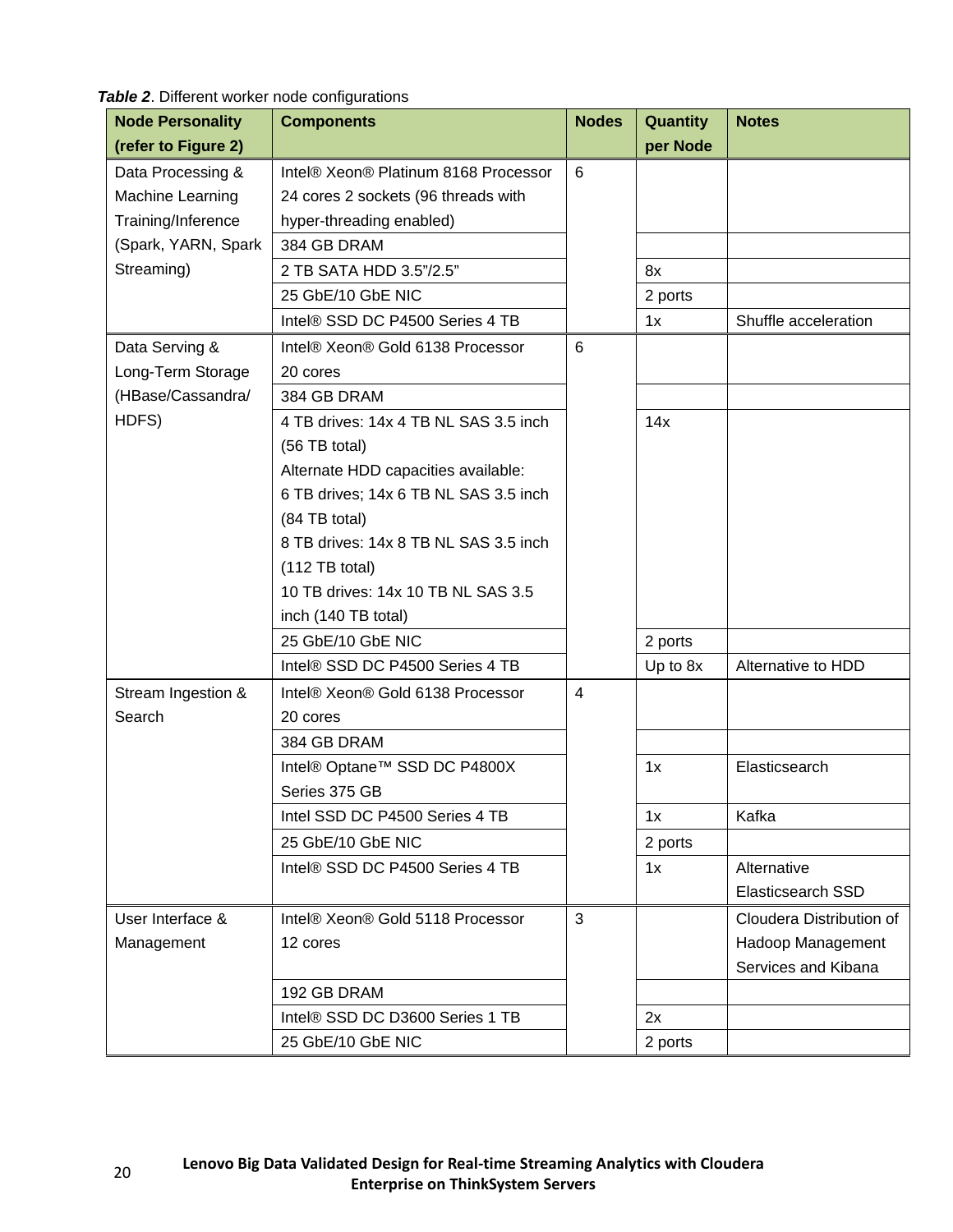***Table 2***. Different worker node configurations

| Node Personality (refer to Figure 2) | Components | Nodes | Quantity per Node | Notes |
|---|---|---|---|---|
| Data Processing & Machine Learning Training/Inference (Spark, YARN, Spark Streaming) | Intel® Xeon® Platinum 8168 Processor 24 cores 2 sockets (96 threads with hyper-threading enabled) | 6 | | |
| | 384 GB DRAM | | | |
| | 2 TB SATA HDD 3.5"/2.5" | | 8x | |
| | 25 GbE/10 GbE NIC | | 2 ports | |
| | Intel® SSD DC P4500 Series 4 TB | | 1x | Shuffle acceleration |
| Data Serving & Long-Term Storage (HBase/Cassandra/ HDFS) | Intel® Xeon® Gold 6138 Processor 20 cores | 6 | | |
| | 384 GB DRAM | | | |
| | 4 TB drives: 14x 4 TB NL SAS 3.5 inch (56 TB total)<br>Alternate HDD capacities available:<br>6 TB drives; 14x 6 TB NL SAS 3.5 inch (84 TB total)<br>8 TB drives: 14x 8 TB NL SAS 3.5 inch (112 TB total)<br>10 TB drives: 14x 10 TB NL SAS 3.5 inch (140 TB total) | | 14x | |
| | 25 GbE/10 GbE NIC | | 2 ports | |
| | Intel® SSD DC P4500 Series 4 TB | | Up to 8x | Alternative to HDD |
| Stream Ingestion & Search | Intel® Xeon® Gold 6138 Processor 20 cores | 4 | | |
| | 384 GB DRAM | | | |
| | Intel® Optane™ SSD DC P4800X Series 375 GB | | 1x | Elasticsearch |
| | Intel SSD DC P4500 Series 4 TB | | 1x | Kafka |
| | 25 GbE/10 GbE NIC | | 2 ports | |
| | Intel® SSD DC P4500 Series 4 TB | | 1x | Alternative Elasticsearch SSD |
| User Interface & Management | Intel® Xeon® Gold 5118 Processor 12 cores | 3 | | Cloudera Distribution of Hadoop Management Services and Kibana |
| | 192 GB DRAM | | | |
| | Intel® SSD DC D3600 Series 1 TB | | 2x | |
| | 25 GbE/10 GbE NIC | | 2 ports | |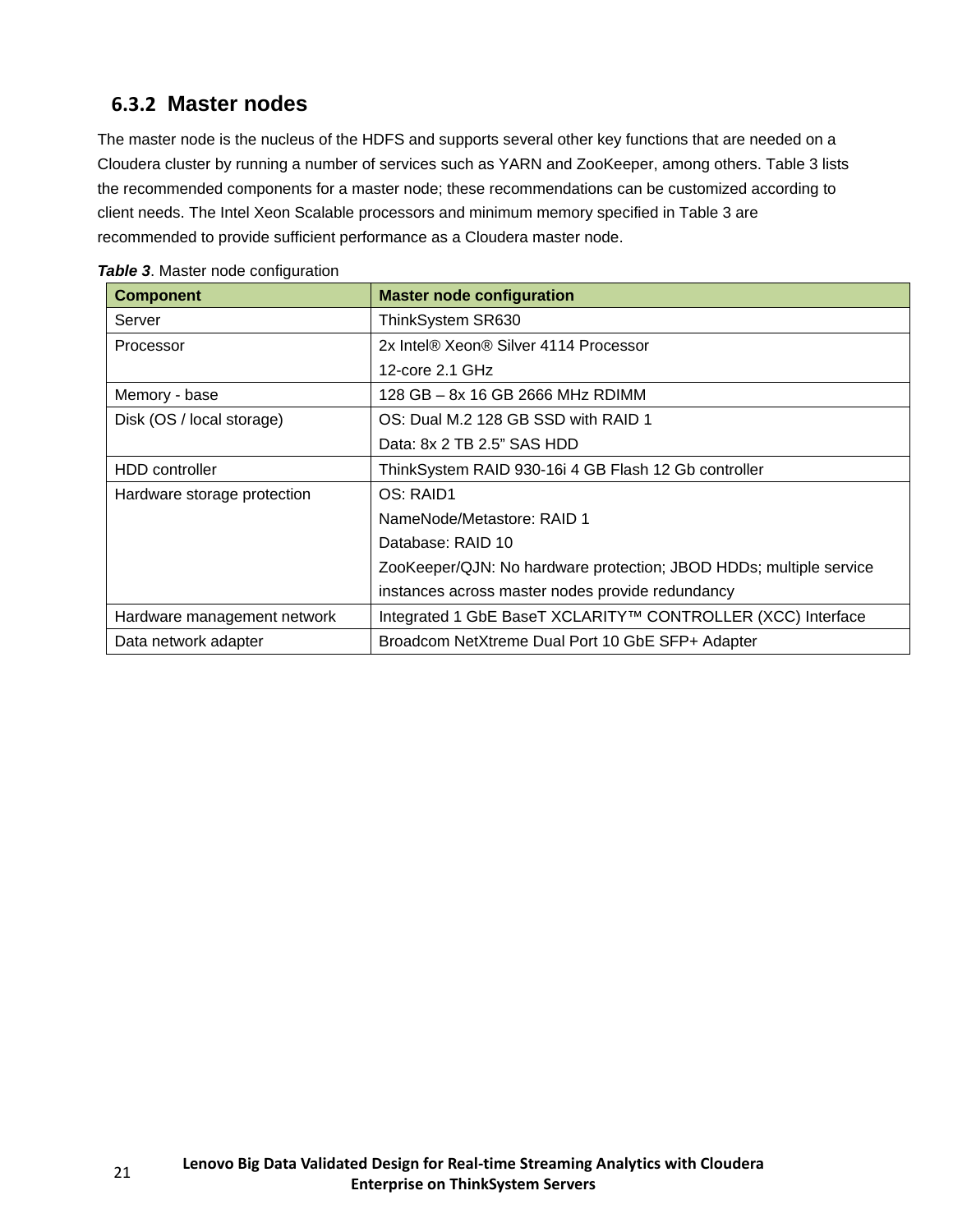### 6.3.2 Master nodes

The master node is the nucleus of the HDFS and supports several other key functions that are needed on a Cloudera cluster by running a number of services such as YARN and ZooKeeper, among others. Table 3 lists the recommended components for a master node; these recommendations can be customized according to client needs. The Intel Xeon Scalable processors and minimum memory specified in Table 3 are recommended to provide sufficient performance as a Cloudera master node.

***Table 3***. Master node configuration

| Component | Master node configuration |
| --- | --- |
| Server | ThinkSystem SR630 |
| Processor | 2x Intel® Xeon® Silver 4114 Processor<br>12-core 2.1 GHz |
| Memory - base | 128 GB – 8x 16 GB 2666 MHz RDIMM |
| Disk (OS / local storage) | OS: Dual M.2 128 GB SSD with RAID 1<br>Data: 8x 2 TB 2.5” SAS HDD |
| HDD controller | ThinkSystem RAID 930-16i 4 GB Flash 12 Gb controller |
| Hardware storage protection | OS: RAID1<br>NameNode/Metastore: RAID 1<br>Database: RAID 10<br>ZooKeeper/QJN: No hardware protection; JBOD HDDs; multiple service instances across master nodes provide redundancy |
| Hardware management network | Integrated 1 GbE BaseT XCLARITY™ CONTROLLER (XCC) Interface |
| Data network adapter | Broadcom NetXtreme Dual Port 10 GbE SFP+ Adapter |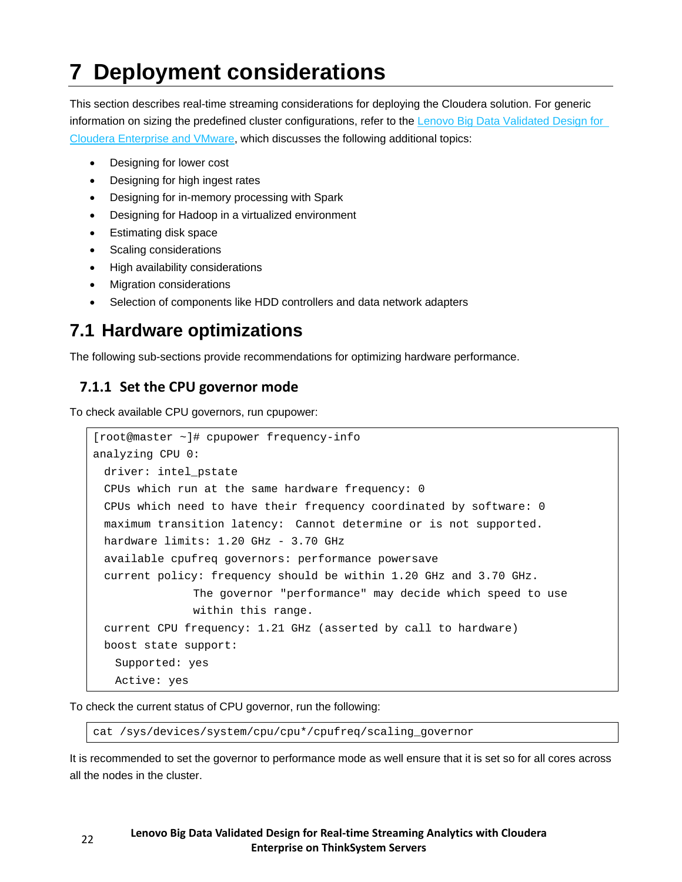# 7 Deployment considerations

This section describes real-time streaming considerations for deploying the Cloudera solution. For generic information on sizing the predefined cluster configurations, refer to the [Lenovo Big Data Validated Design for Cloudera Enterprise and VMware](), which discusses the following additional topics:

- Designing for lower cost
- Designing for high ingest rates
- Designing for in-memory processing with Spark
- Designing for Hadoop in a virtualized environment
- Estimating disk space
- Scaling considerations
- High availability considerations
- Migration considerations
- Selection of components like HDD controllers and data network adapters

## 7.1 Hardware optimizations

The following sub-sections provide recommendations for optimizing hardware performance.

### 7.1.1 Set the CPU governor mode

To check available CPU governors, run cpupower:

```
[root@master ~]# cpupower frequency-info
analyzing CPU 0:
  driver: intel_pstate
  CPUs which run at the same hardware frequency: 0
  CPUs which need to have their frequency coordinated by software: 0
  maximum transition latency:  Cannot determine or is not supported.
  hardware limits: 1.20 GHz - 3.70 GHz
  available cpufreq governors: performance powersave
  current policy: frequency should be within 1.20 GHz and 3.70 GHz.
                  The governor "performance" may decide which speed to use
                  within this range.
  current CPU frequency: 1.21 GHz (asserted by call to hardware)
  boost state support:
    Supported: yes
    Active: yes
```

To check the current status of CPU governor, run the following:

```
cat /sys/devices/system/cpu/cpu*/cpufreq/scaling_governor
```

It is recommended to set the governor to performance mode as well ensure that it is set so for all cores across all the nodes in the cluster.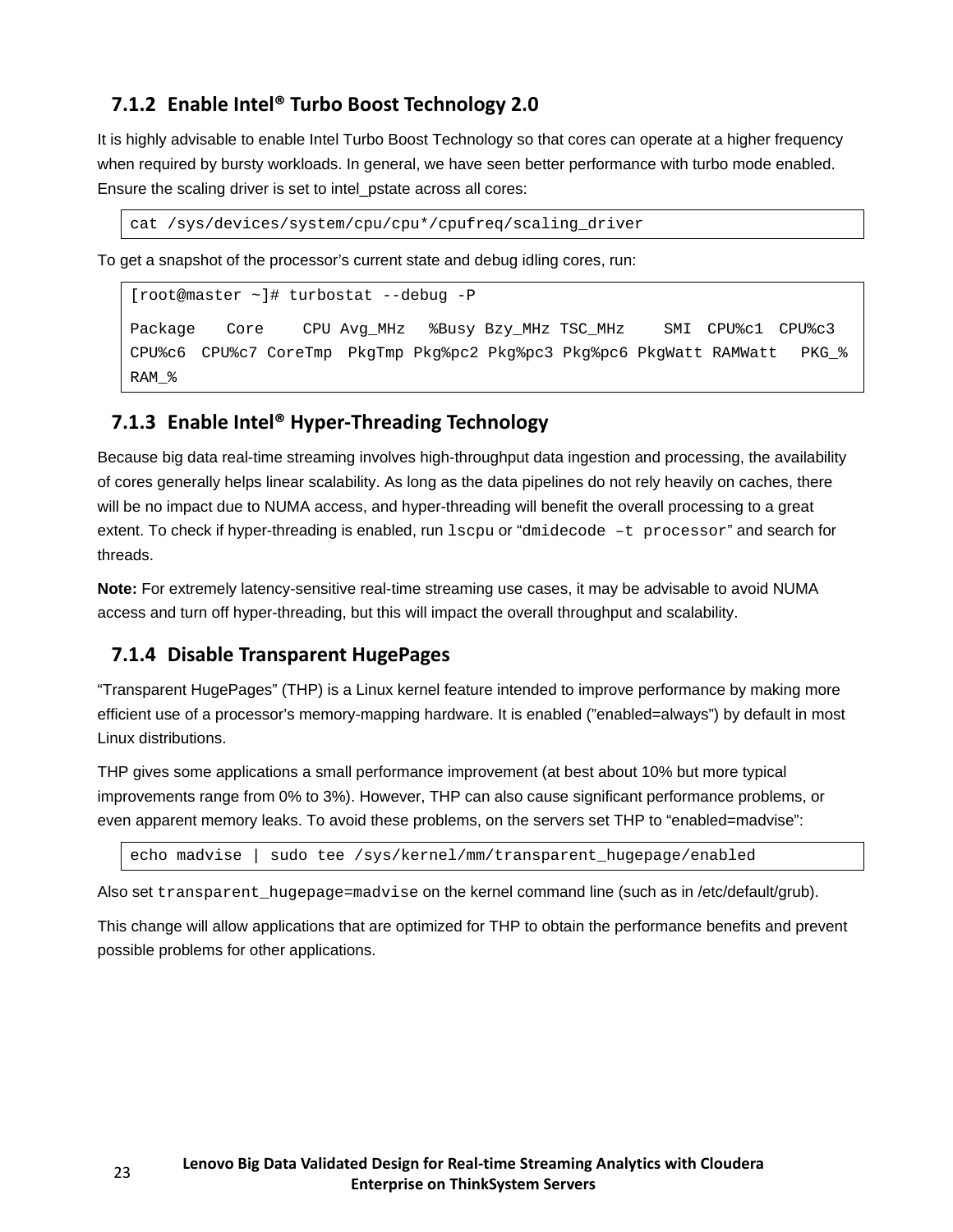### 7.1.2 Enable Intel® Turbo Boost Technology 2.0

It is highly advisable to enable Intel Turbo Boost Technology so that cores can operate at a higher frequency when required by bursty workloads. In general, we have seen better performance with turbo mode enabled. Ensure the scaling driver is set to intel_pstate across all cores:

```
cat /sys/devices/system/cpu/cpu*/cpufreq/scaling_driver
```

To get a snapshot of the processor's current state and debug idling cores, run:

```
[root@master ~]# turbostat --debug -P

Package   Core    CPU Avg_MHz  %Busy Bzy_MHz TSC_MHz    SMI  CPU%c1  CPU%c3
CPU%c6  CPU%c7 CoreTmp  PkgTmp Pkg%pc2 Pkg%pc3 Pkg%pc6 PkgWatt RAMWatt   PKG_%
RAM_%
```

### 7.1.3 Enable Intel® Hyper-Threading Technology

Because big data real-time streaming involves high-throughput data ingestion and processing, the availability of cores generally helps linear scalability. As long as the data pipelines do not rely heavily on caches, there will be no impact due to NUMA access, and hyper-threading will benefit the overall processing to a great extent. To check if hyper-threading is enabled, run `lscpu` or "`dmidecode –t processor`" and search for threads.

**Note:** For extremely latency-sensitive real-time streaming use cases, it may be advisable to avoid NUMA access and turn off hyper-threading, but this will impact the overall throughput and scalability.

### 7.1.4 Disable Transparent HugePages

"Transparent HugePages" (THP) is a Linux kernel feature intended to improve performance by making more efficient use of a processor's memory-mapping hardware. It is enabled ("enabled=always") by default in most Linux distributions.

THP gives some applications a small performance improvement (at best about 10% but more typical improvements range from 0% to 3%). However, THP can also cause significant performance problems, or even apparent memory leaks. To avoid these problems, on the servers set THP to "enabled=madvise":

```
echo madvise | sudo tee /sys/kernel/mm/transparent_hugepage/enabled
```

Also set `transparent_hugepage=madvise` on the kernel command line (such as in /etc/default/grub).

This change will allow applications that are optimized for THP to obtain the performance benefits and prevent possible problems for other applications.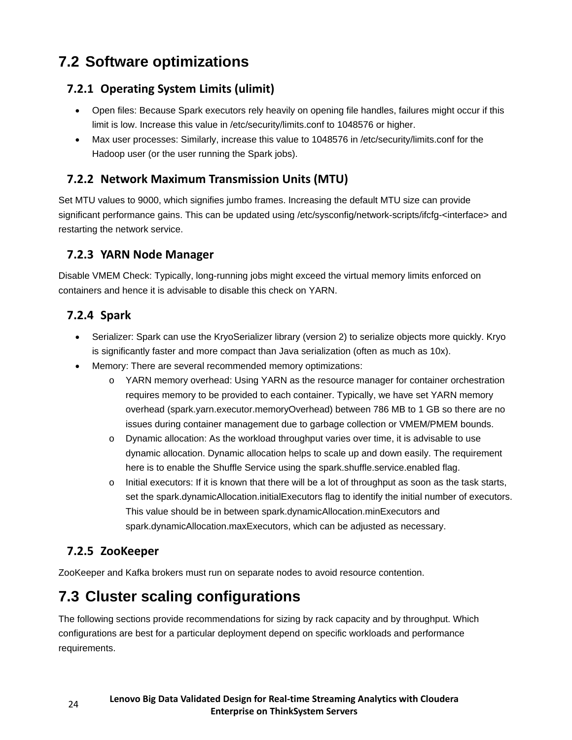## 7.2 Software optimizations

### 7.2.1 Operating System Limits (ulimit)

- Open files: Because Spark executors rely heavily on opening file handles, failures might occur if this limit is low. Increase this value in /etc/security/limits.conf to 1048576 or higher.
- Max user processes: Similarly, increase this value to 1048576 in /etc/security/limits.conf for the Hadoop user (or the user running the Spark jobs).

### 7.2.2 Network Maximum Transmission Units (MTU)

Set MTU values to 9000, which signifies jumbo frames. Increasing the default MTU size can provide significant performance gains. This can be updated using /etc/sysconfig/network-scripts/ifcfg-<interface> and restarting the network service.

### 7.2.3 YARN Node Manager

Disable VMEM Check: Typically, long-running jobs might exceed the virtual memory limits enforced on containers and hence it is advisable to disable this check on YARN.

### 7.2.4 Spark

- Serializer: Spark can use the KryoSerializer library (version 2) to serialize objects more quickly. Kryo is significantly faster and more compact than Java serialization (often as much as 10x).
- Memory: There are several recommended memory optimizations:
  - YARN memory overhead: Using YARN as the resource manager for container orchestration requires memory to be provided to each container. Typically, we have set YARN memory overhead (spark.yarn.executor.memoryOverhead) between 786 MB to 1 GB so there are no issues during container management due to garbage collection or VMEM/PMEM bounds.
  - Dynamic allocation: As the workload throughput varies over time, it is advisable to use dynamic allocation. Dynamic allocation helps to scale up and down easily. The requirement here is to enable the Shuffle Service using the spark.shuffle.service.enabled flag.
  - Initial executors: If it is known that there will be a lot of throughput as soon as the task starts, set the spark.dynamicAllocation.initialExecutors flag to identify the initial number of executors. This value should be in between spark.dynamicAllocation.minExecutors and spark.dynamicAllocation.maxExecutors, which can be adjusted as necessary.

### 7.2.5 ZooKeeper

ZooKeeper and Kafka brokers must run on separate nodes to avoid resource contention.

## 7.3 Cluster scaling configurations

The following sections provide recommendations for sizing by rack capacity and by throughput. Which configurations are best for a particular deployment depend on specific workloads and performance requirements.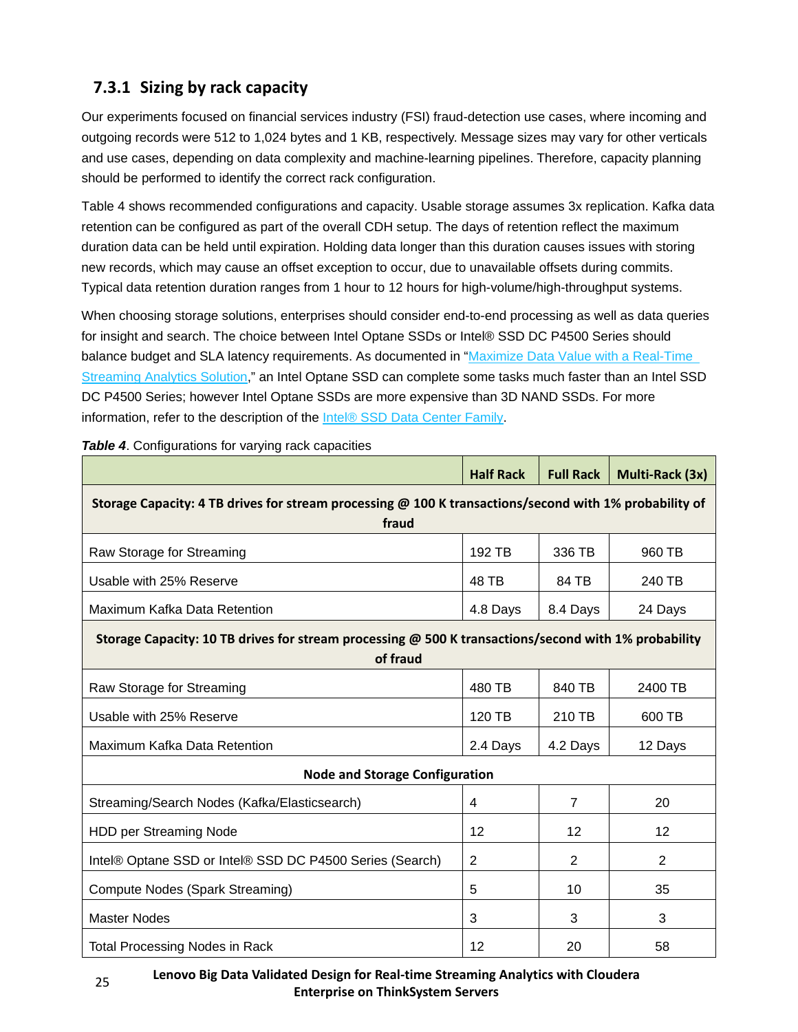### 7.3.1 Sizing by rack capacity

Our experiments focused on financial services industry (FSI) fraud-detection use cases, where incoming and outgoing records were 512 to 1,024 bytes and 1 KB, respectively. Message sizes may vary for other verticals and use cases, depending on data complexity and machine-learning pipelines. Therefore, capacity planning should be performed to identify the correct rack configuration.

Table 4 shows recommended configurations and capacity. Usable storage assumes 3x replication. Kafka data retention can be configured as part of the overall CDH setup. The days of retention reflect the maximum duration data can be held until expiration. Holding data longer than this duration causes issues with storing new records, which may cause an offset exception to occur, due to unavailable offsets during commits. Typical data retention duration ranges from 1 hour to 12 hours for high-volume/high-throughput systems.

When choosing storage solutions, enterprises should consider end-to-end processing as well as data queries for insight and search. The choice between Intel Optane SSDs or Intel® SSD DC P4500 Series should balance budget and SLA latency requirements. As documented in "Maximize Data Value with a Real-Time Streaming Analytics Solution," an Intel Optane SSD can complete some tasks much faster than an Intel SSD DC P4500 Series; however Intel Optane SSDs are more expensive than 3D NAND SSDs. For more information, refer to the description of the Intel® SSD Data Center Family.

***Table 4***. Configurations for varying rack capacities

| | **Half Rack** | **Full Rack** | **Multi-Rack (3x)** |
|---|---|---|---|
| **Storage Capacity: 4 TB drives for stream processing @ 100 K transactions/second with 1% probability of fraud** | | | |
| Raw Storage for Streaming | 192 TB | 336 TB | 960 TB |
| Usable with 25% Reserve | 48 TB | 84 TB | 240 TB |
| Maximum Kafka Data Retention | 4.8 Days | 8.4 Days | 24 Days |
| **Storage Capacity: 10 TB drives for stream processing @ 500 K transactions/second with 1% probability of fraud** | | | |
| Raw Storage for Streaming | 480 TB | 840 TB | 2400 TB |
| Usable with 25% Reserve | 120 TB | 210 TB | 600 TB |
| Maximum Kafka Data Retention | 2.4 Days | 4.2 Days | 12 Days |
| **Node and Storage Configuration** | | | |
| Streaming/Search Nodes (Kafka/Elasticsearch) | 4 | 7 | 20 |
| HDD per Streaming Node | 12 | 12 | 12 |
| Intel® Optane SSD or Intel® SSD DC P4500 Series (Search) | 2 | 2 | 2 |
| Compute Nodes (Spark Streaming) | 5 | 10 | 35 |
| Master Nodes | 3 | 3 | 3 |
| Total Processing Nodes in Rack | 12 | 20 | 58 |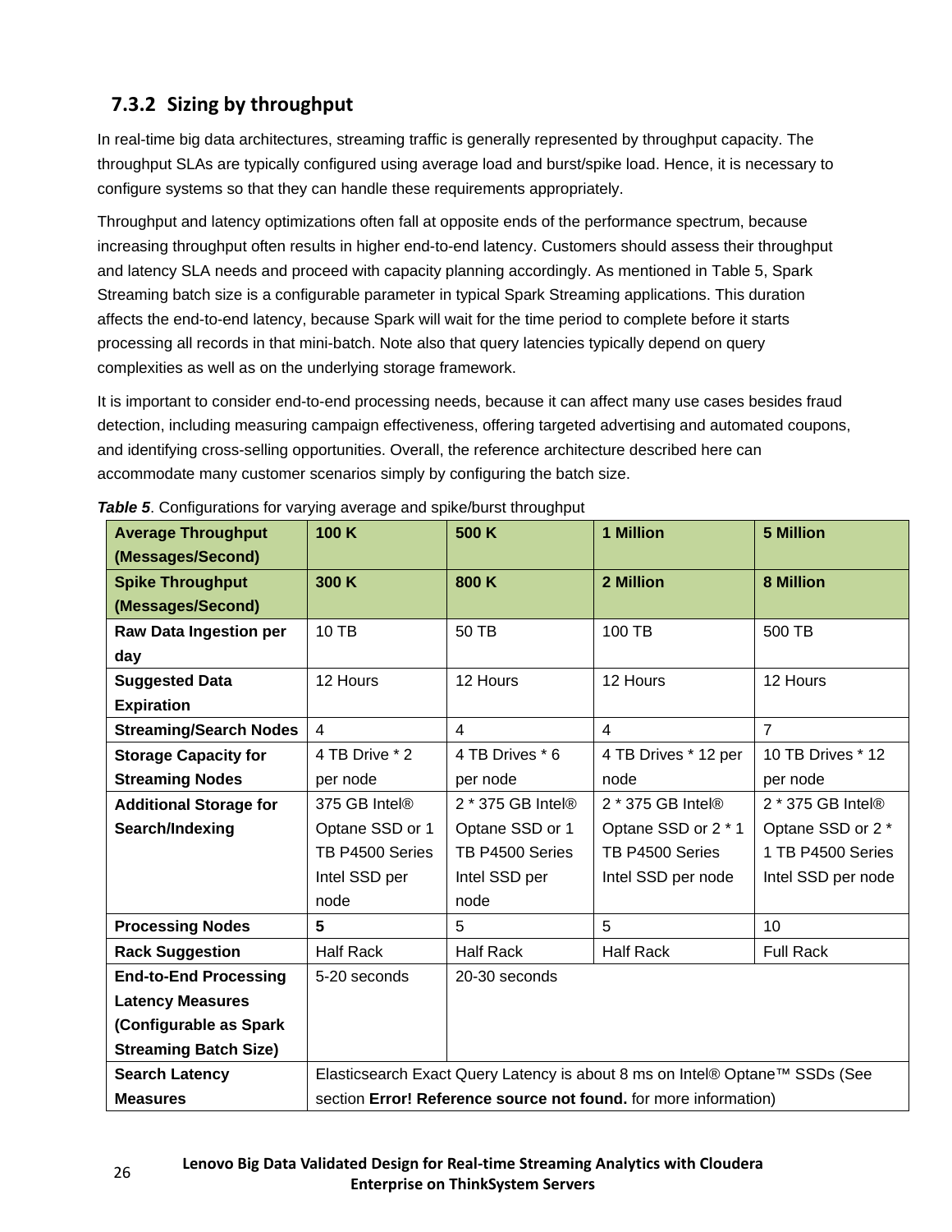### 7.3.2 Sizing by throughput

In real-time big data architectures, streaming traffic is generally represented by throughput capacity. The throughput SLAs are typically configured using average load and burst/spike load. Hence, it is necessary to configure systems so that they can handle these requirements appropriately.

Throughput and latency optimizations often fall at opposite ends of the performance spectrum, because increasing throughput often results in higher end-to-end latency. Customers should assess their throughput and latency SLA needs and proceed with capacity planning accordingly. As mentioned in Table 5, Spark Streaming batch size is a configurable parameter in typical Spark Streaming applications. This duration affects the end-to-end latency, because Spark will wait for the time period to complete before it starts processing all records in that mini-batch. Note also that query latencies typically depend on query complexities as well as on the underlying storage framework.

It is important to consider end-to-end processing needs, because it can affect many use cases besides fraud detection, including measuring campaign effectiveness, offering targeted advertising and automated coupons, and identifying cross-selling opportunities. Overall, the reference architecture described here can accommodate many customer scenarios simply by configuring the batch size.

***Table 5***. Configurations for varying average and spike/burst throughput

| **Average Throughput (Messages/Second)** | **100 K** | **500 K** | **1 Million** | **5 Million** |
|---|---|---|---|---|
| **Spike Throughput (Messages/Second)** | **300 K** | **800 K** | **2 Million** | **8 Million** |
| **Raw Data Ingestion per day** | 10 TB | 50 TB | 100 TB | 500 TB |
| **Suggested Data Expiration** | 12 Hours | 12 Hours | 12 Hours | 12 Hours |
| **Streaming/Search Nodes** | 4 | 4 | 4 | 7 |
| **Storage Capacity for Streaming Nodes** | 4 TB Drive * 2 per node | 4 TB Drives * 6 per node | 4 TB Drives * 12 per node | 10 TB Drives * 12 per node |
| **Additional Storage for Search/Indexing** | 375 GB Intel® Optane SSD or 1 TB P4500 Series Intel SSD per node | 2 * 375 GB Intel® Optane SSD or 1 TB P4500 Series Intel SSD per node | 2 * 375 GB Intel® Optane SSD or 2 * 1 TB P4500 Series Intel SSD per node | 2 * 375 GB Intel® Optane SSD or 2 * 1 TB P4500 Series Intel SSD per node |
| **Processing Nodes** | **5** | 5 | 5 | 10 |
| **Rack Suggestion** | Half Rack | Half Rack | Half Rack | Full Rack |
| **End-to-End Processing Latency Measures (Configurable as Spark Streaming Batch Size)** | 5-20 seconds | 20-30 seconds | | |
| **Search Latency Measures** | Elasticsearch Exact Query Latency is about 8 ms on Intel® Optane™ SSDs (See section **Error! Reference source not found.** for more information) | | | |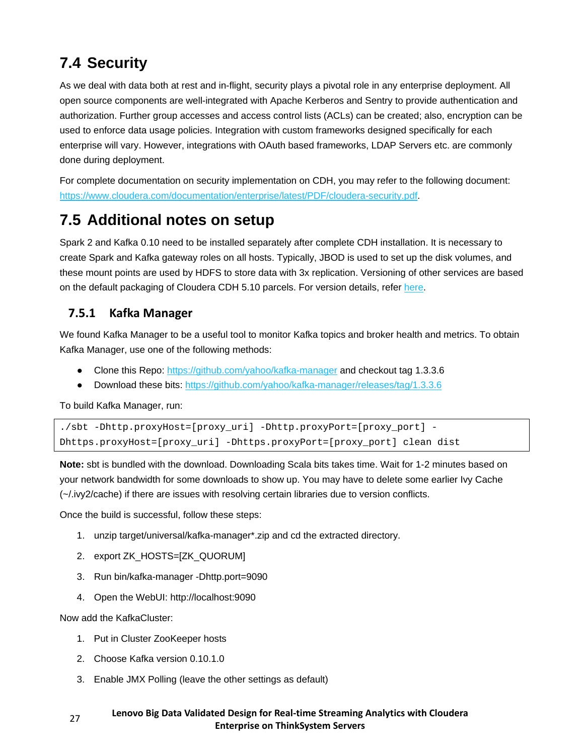## 7.4 Security

As we deal with data both at rest and in-flight, security plays a pivotal role in any enterprise deployment. All open source components are well-integrated with Apache Kerberos and Sentry to provide authentication and authorization. Further group accesses and access control lists (ACLs) can be created; also, encryption can be used to enforce data usage policies. Integration with custom frameworks designed specifically for each enterprise will vary. However, integrations with OAuth based frameworks, LDAP Servers etc. are commonly done during deployment.

For complete documentation on security implementation on CDH, you may refer to the following document: https://www.cloudera.com/documentation/enterprise/latest/PDF/cloudera-security.pdf.

## 7.5 Additional notes on setup

Spark 2 and Kafka 0.10 need to be installed separately after complete CDH installation. It is necessary to create Spark and Kafka gateway roles on all hosts. Typically, JBOD is used to set up the disk volumes, and these mount points are used by HDFS to store data with 3x replication. Versioning of other services are based on the default packaging of Cloudera CDH 5.10 parcels. For version details, refer here.

### 7.5.1 Kafka Manager

We found Kafka Manager to be a useful tool to monitor Kafka topics and broker health and metrics. To obtain Kafka Manager, use one of the following methods:

- Clone this Repo: https://github.com/yahoo/kafka-manager and checkout tag 1.3.3.6
- Download these bits: https://github.com/yahoo/kafka-manager/releases/tag/1.3.3.6

To build Kafka Manager, run:

```
./sbt -Dhttp.proxyHost=[proxy_uri] -Dhttp.proxyPort=[proxy_port] -
Dhttps.proxyHost=[proxy_uri] -Dhttps.proxyPort=[proxy_port] clean dist
```

**Note:** sbt is bundled with the download. Downloading Scala bits takes time. Wait for 1-2 minutes based on your network bandwidth for some downloads to show up. You may have to delete some earlier Ivy Cache (~/.ivy2/cache) if there are issues with resolving certain libraries due to version conflicts.

Once the build is successful, follow these steps:

1. unzip target/universal/kafka-manager*.zip and cd the extracted directory.
2. export ZK_HOSTS=[ZK_QUORUM]
3. Run bin/kafka-manager -Dhttp.port=9090
4. Open the WebUI: http://localhost:9090

Now add the KafkaCluster:

1. Put in Cluster ZooKeeper hosts
2. Choose Kafka version 0.10.1.0
3. Enable JMX Polling (leave the other settings as default)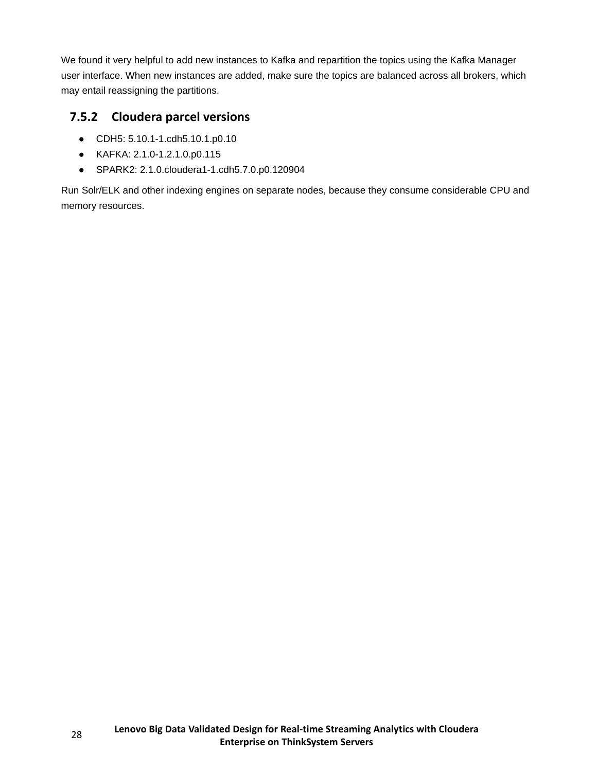We found it very helpful to add new instances to Kafka and repartition the topics using the Kafka Manager user interface. When new instances are added, make sure the topics are balanced across all brokers, which may entail reassigning the partitions.

### 7.5.2 Cloudera parcel versions

- CDH5: 5.10.1-1.cdh5.10.1.p0.10
- KAFKA: 2.1.0-1.2.1.0.p0.115
- SPARK2: 2.1.0.cloudera1-1.cdh5.7.0.p0.120904

Run Solr/ELK and other indexing engines on separate nodes, because they consume considerable CPU and memory resources.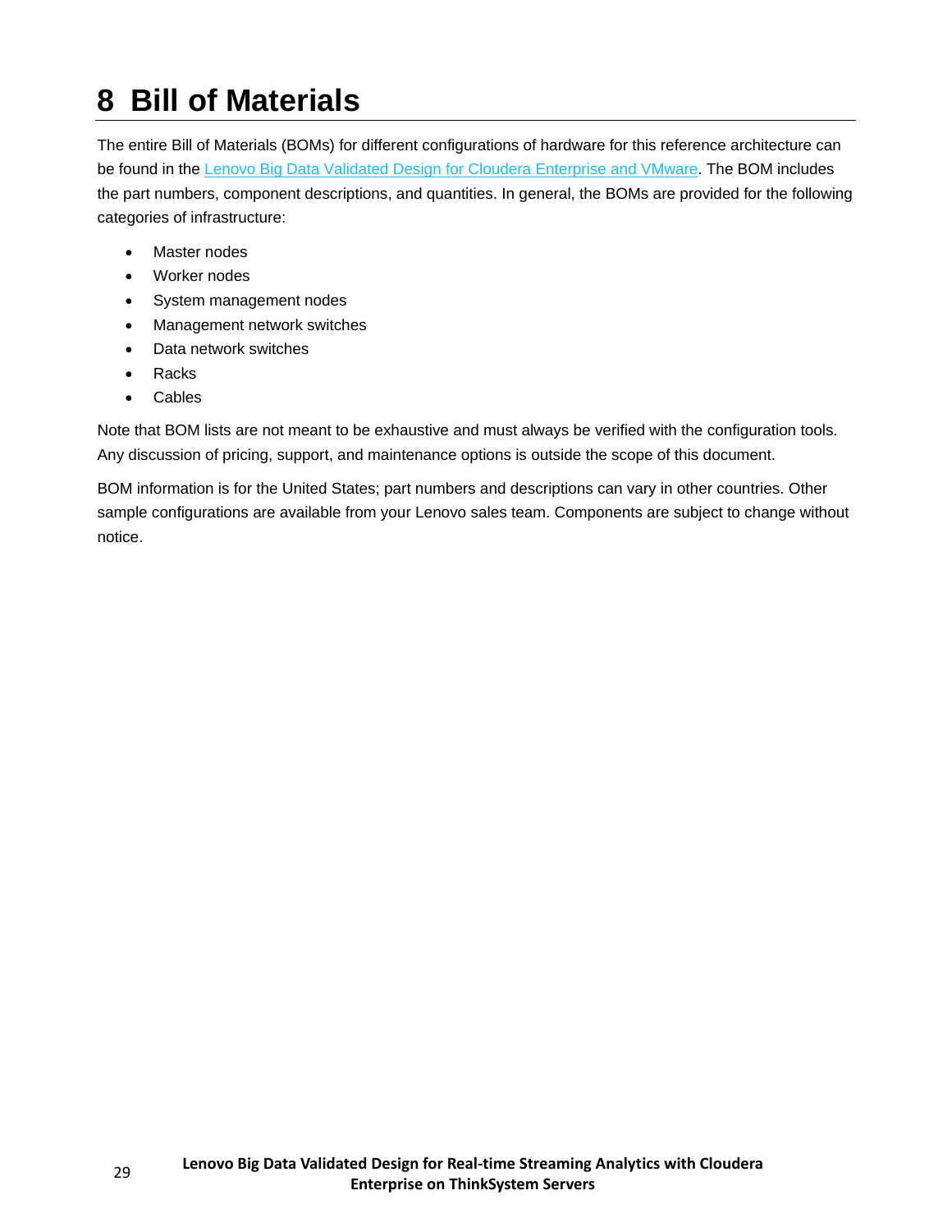# 8 Bill of Materials

The entire Bill of Materials (BOMs) for different configurations of hardware for this reference architecture can be found in the Lenovo Big Data Validated Design for Cloudera Enterprise and VMware. The BOM includes the part numbers, component descriptions, and quantities. In general, the BOMs are provided for the following categories of infrastructure:

- Master nodes
- Worker nodes
- System management nodes
- Management network switches
- Data network switches
- Racks
- Cables

Note that BOM lists are not meant to be exhaustive and must always be verified with the configuration tools. Any discussion of pricing, support, and maintenance options is outside the scope of this document.

BOM information is for the United States; part numbers and descriptions can vary in other countries. Other sample configurations are available from your Lenovo sales team. Components are subject to change without notice.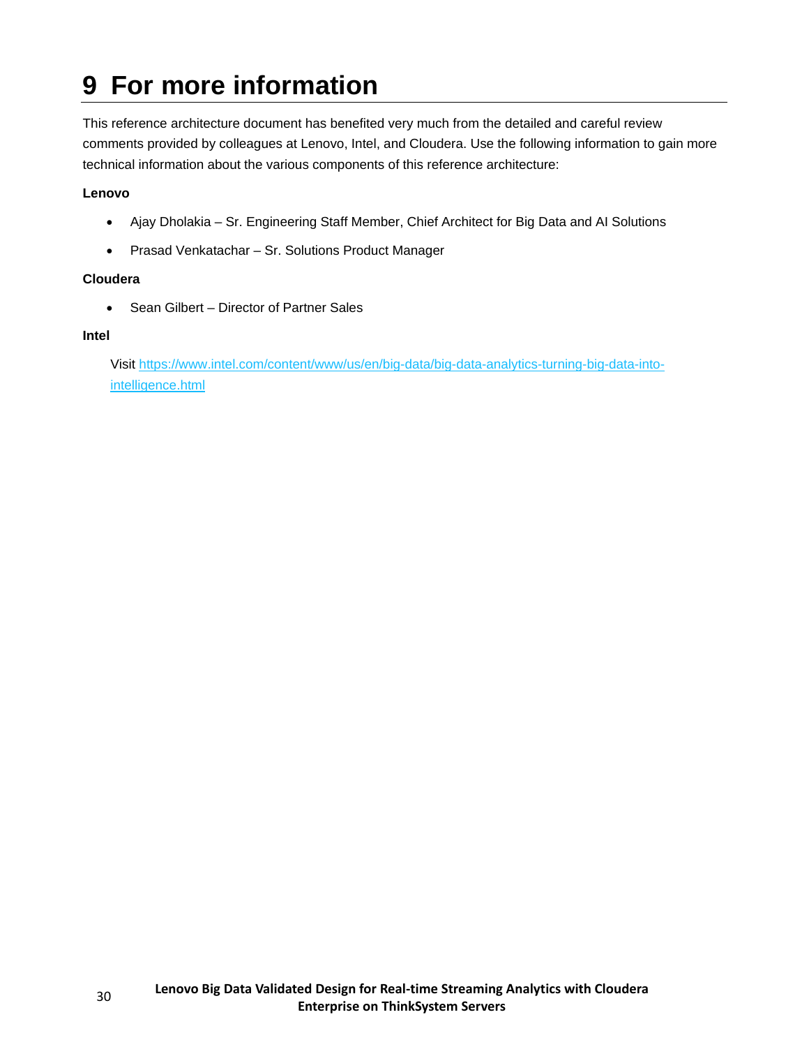# 9 For more information

This reference architecture document has benefited very much from the detailed and careful review comments provided by colleagues at Lenovo, Intel, and Cloudera. Use the following information to gain more technical information about the various components of this reference architecture:

**Lenovo**

- Ajay Dholakia – Sr. Engineering Staff Member, Chief Architect for Big Data and AI Solutions
- Prasad Venkatachar – Sr. Solutions Product Manager

**Cloudera**

- Sean Gilbert – Director of Partner Sales

**Intel**

Visit https://www.intel.com/content/www/us/en/big-data/big-data-analytics-turning-big-data-into-intelligence.html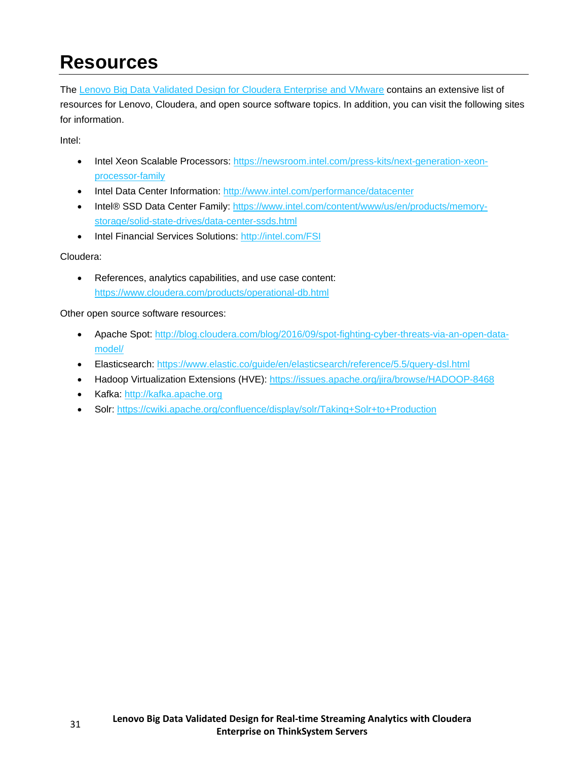# Resources

The [Lenovo Big Data Validated Design for Cloudera Enterprise and VMware]() contains an extensive list of resources for Lenovo, Cloudera, and open source software topics. In addition, you can visit the following sites for information.

Intel:

- Intel Xeon Scalable Processors: https://newsroom.intel.com/press-kits/next-generation-xeon-processor-family
- Intel Data Center Information: http://www.intel.com/performance/datacenter
- Intel® SSD Data Center Family: https://www.intel.com/content/www/us/en/products/memory-storage/solid-state-drives/data-center-ssds.html
- Intel Financial Services Solutions: http://intel.com/FSI

Cloudera:

- References, analytics capabilities, and use case content: https://www.cloudera.com/products/operational-db.html

Other open source software resources:

- Apache Spot: http://blog.cloudera.com/blog/2016/09/spot-fighting-cyber-threats-via-an-open-data-model/
- Elasticsearch: https://www.elastic.co/guide/en/elasticsearch/reference/5.5/query-dsl.html
- Hadoop Virtualization Extensions (HVE): https://issues.apache.org/jira/browse/HADOOP-8468
- Kafka: http://kafka.apache.org
- Solr: https://cwiki.apache.org/confluence/display/solr/Taking+Solr+to+Production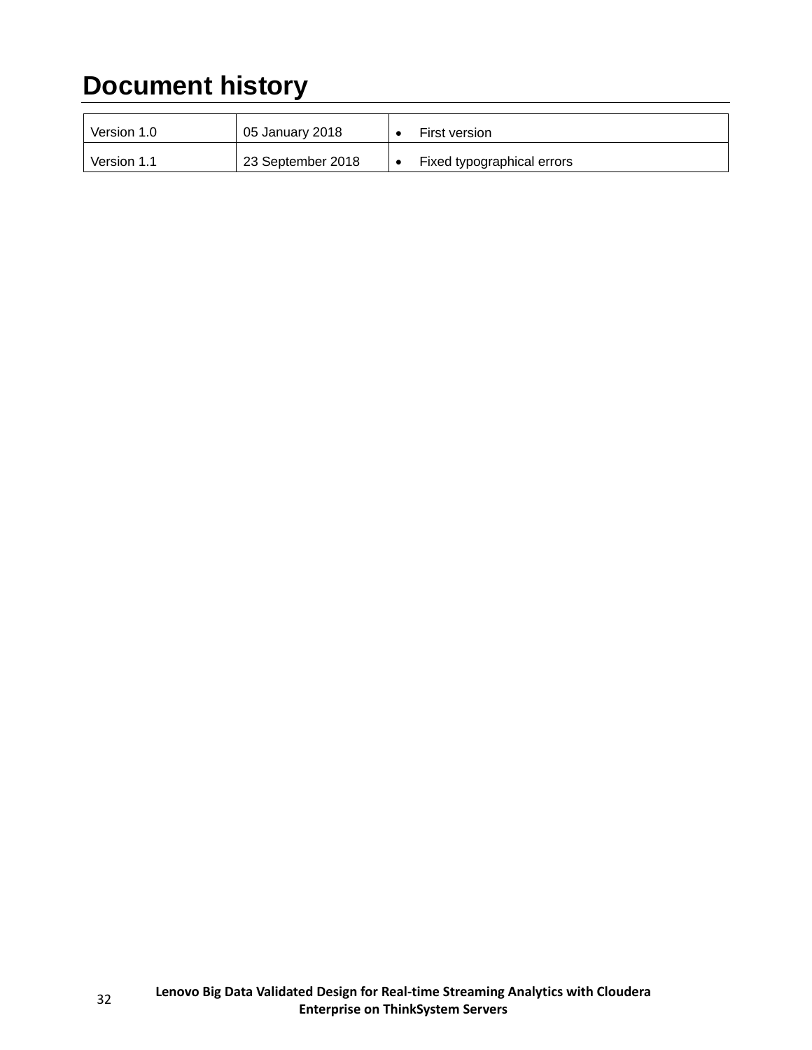# Document history

| | | |
|---|---|---|
| Version 1.0 | 05 January 2018 | • First version |
| Version 1.1 | 23 September 2018 | • Fixed typographical errors |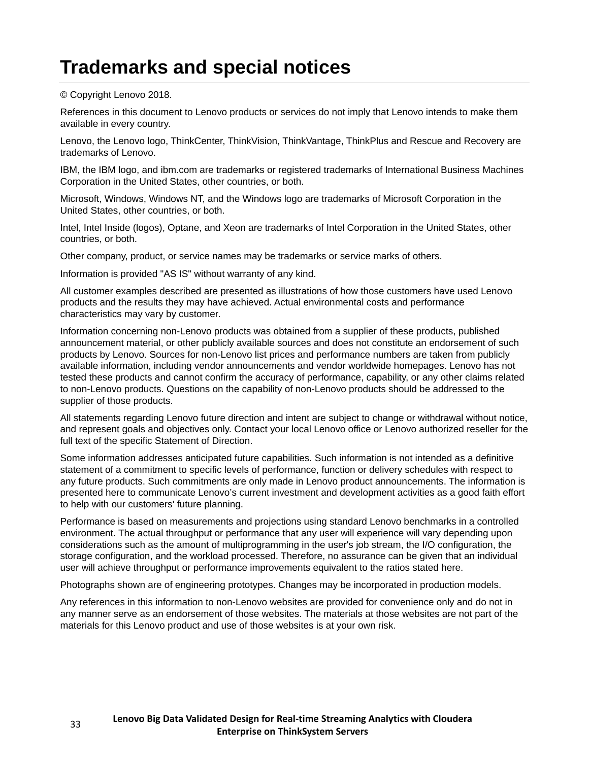# Trademarks and special notices

© Copyright Lenovo 2018.

References in this document to Lenovo products or services do not imply that Lenovo intends to make them available in every country.

Lenovo, the Lenovo logo, ThinkCenter, ThinkVision, ThinkVantage, ThinkPlus and Rescue and Recovery are trademarks of Lenovo.

IBM, the IBM logo, and ibm.com are trademarks or registered trademarks of International Business Machines Corporation in the United States, other countries, or both.

Microsoft, Windows, Windows NT, and the Windows logo are trademarks of Microsoft Corporation in the United States, other countries, or both.

Intel, Intel Inside (logos), Optane, and Xeon are trademarks of Intel Corporation in the United States, other countries, or both.

Other company, product, or service names may be trademarks or service marks of others.

Information is provided "AS IS" without warranty of any kind.

All customer examples described are presented as illustrations of how those customers have used Lenovo products and the results they may have achieved. Actual environmental costs and performance characteristics may vary by customer.

Information concerning non-Lenovo products was obtained from a supplier of these products, published announcement material, or other publicly available sources and does not constitute an endorsement of such products by Lenovo. Sources for non-Lenovo list prices and performance numbers are taken from publicly available information, including vendor announcements and vendor worldwide homepages. Lenovo has not tested these products and cannot confirm the accuracy of performance, capability, or any other claims related to non-Lenovo products. Questions on the capability of non-Lenovo products should be addressed to the supplier of those products.

All statements regarding Lenovo future direction and intent are subject to change or withdrawal without notice, and represent goals and objectives only. Contact your local Lenovo office or Lenovo authorized reseller for the full text of the specific Statement of Direction.

Some information addresses anticipated future capabilities. Such information is not intended as a definitive statement of a commitment to specific levels of performance, function or delivery schedules with respect to any future products. Such commitments are only made in Lenovo product announcements. The information is presented here to communicate Lenovo's current investment and development activities as a good faith effort to help with our customers' future planning.

Performance is based on measurements and projections using standard Lenovo benchmarks in a controlled environment. The actual throughput or performance that any user will experience will vary depending upon considerations such as the amount of multiprogramming in the user's job stream, the I/O configuration, the storage configuration, and the workload processed. Therefore, no assurance can be given that an individual user will achieve throughput or performance improvements equivalent to the ratios stated here.

Photographs shown are of engineering prototypes. Changes may be incorporated in production models.

Any references in this information to non-Lenovo websites are provided for convenience only and do not in any manner serve as an endorsement of those websites. The materials at those websites are not part of the materials for this Lenovo product and use of those websites is at your own risk.